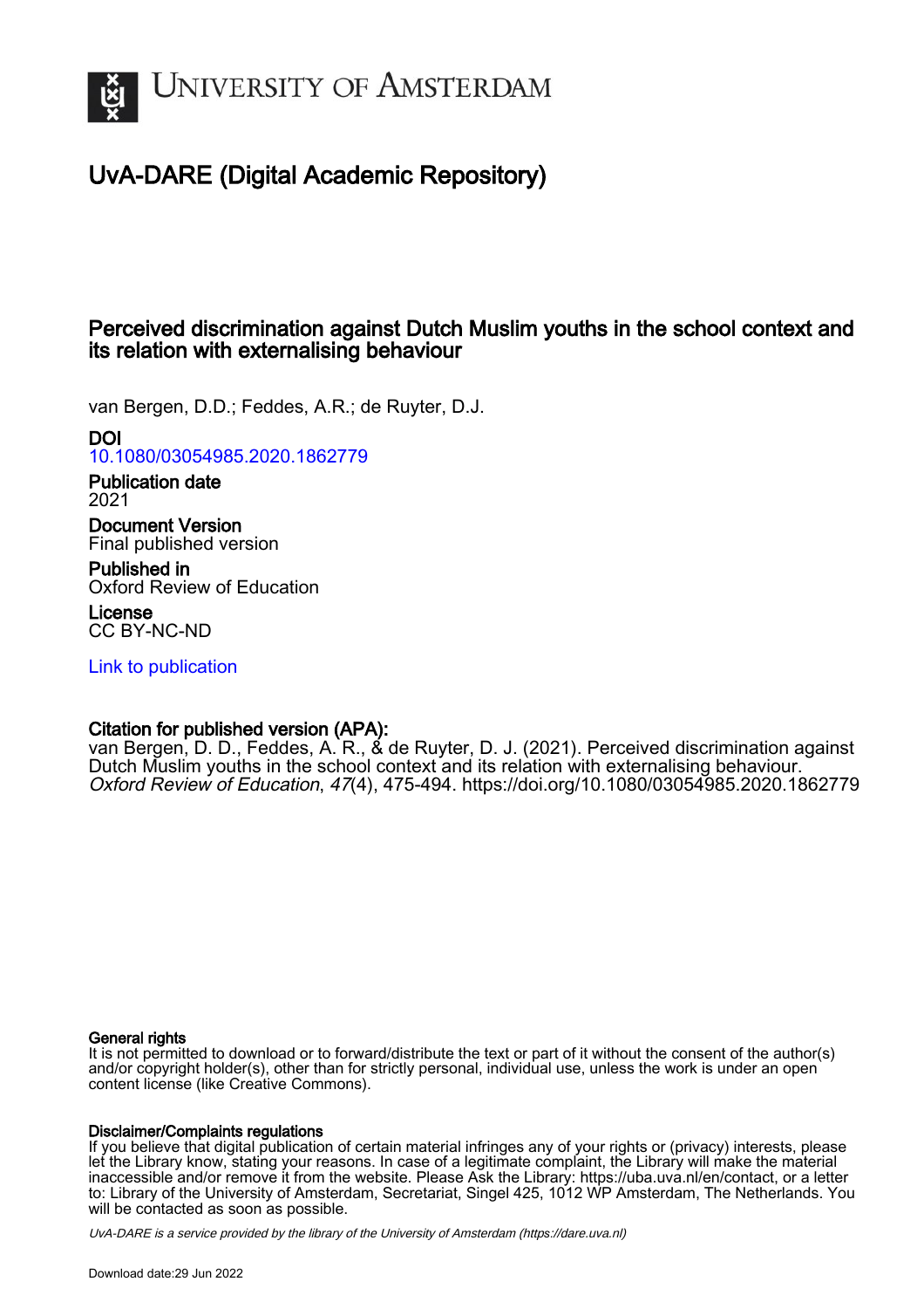# University of Amsterdam

## UvA-DARE (Digital Academic Repository)

### Perceived discrimination against Dutch Muslim youths in the school context and its relation with externalising behaviour

van Bergen, D.D.; Feddes, A.R.; de Ruyter, D.J.

**DOI**
10.1080/03054985.2020.1862779

**Publication date**
2021

**Document Version**
Final published version

**Published in**
Oxford Review of Education

**License**
CC BY-NC-ND

Link to publication

**Citation for published version (APA):**
van Bergen, D. D., Feddes, A. R., & de Ruyter, D. J. (2021). Perceived discrimination against Dutch Muslim youths in the school context and its relation with externalising behaviour. *Oxford Review of Education*, *47*(4), 475-494. https://doi.org/10.1080/03054985.2020.1862779

**General rights**
It is not permitted to download or to forward/distribute the text or part of it without the consent of the author(s) and/or copyright holder(s), other than for strictly personal, individual use, unless the work is under an open content license (like Creative Commons).

**Disclaimer/Complaints regulations**
If you believe that digital publication of certain material infringes any of your rights or (privacy) interests, please let the Library know, stating your reasons. In case of a legitimate complaint, the Library will make the material inaccessible and/or remove it from the website. Please Ask the Library: https://uba.uva.nl/en/contact, or a letter to: Library of the University of Amsterdam, Secretariat, Singel 425, 1012 WP Amsterdam, The Netherlands. You will be contacted as soon as possible.

*UvA-DARE is a service provided by the library of the University of Amsterdam (https://dare.uva.nl)*

Download date:29 Jun 2022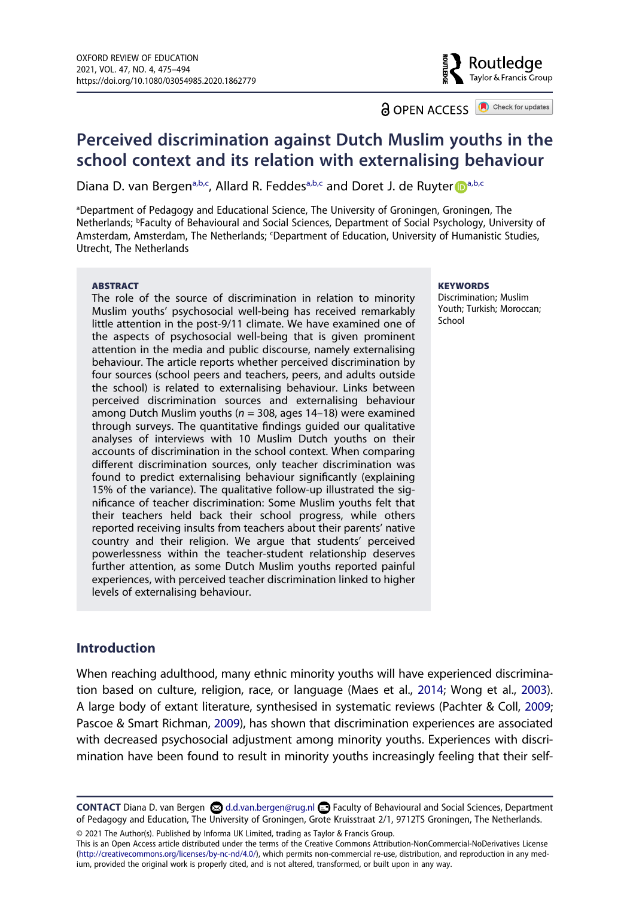# Perceived discrimination against Dutch Muslim youths in the school context and its relation with externalising behaviour

Diana D. van Bergen[a,b,c], Allard R. Feddes[a,b,c] and Doret J. de Ruyter[a,b,c]

[a]Department of Pedagogy and Educational Science, The University of Groningen, Groningen, The Netherlands; [b]Faculty of Behavioural and Social Sciences, Department of Social Psychology, University of Amsterdam, Amsterdam, The Netherlands; [c]Department of Education, University of Humanistic Studies, Utrecht, The Netherlands

## ABSTRACT

The role of the source of discrimination in relation to minority Muslim youths' psychosocial well-being has received remarkably little attention in the post-9/11 climate. We have examined one of the aspects of psychosocial well-being that is given prominent attention in the media and public discourse, namely externalising behaviour. The article reports whether perceived discrimination by four sources (school peers and teachers, peers, and adults outside the school) is related to externalising behaviour. Links between perceived discrimination sources and externalising behaviour among Dutch Muslim youths ($n$ = 308, ages 14–18) were examined through surveys. The quantitative findings guided our qualitative analyses of interviews with 10 Muslim Dutch youths on their accounts of discrimination in the school context. When comparing different discrimination sources, only teacher discrimination was found to predict externalising behaviour significantly (explaining 15% of the variance). The qualitative follow-up illustrated the significance of teacher discrimination: Some Muslim youths felt that their teachers held back their school progress, while others reported receiving insults from teachers about their parents' native country and their religion. We argue that students' perceived powerlessness within the teacher-student relationship deserves further attention, as some Dutch Muslim youths reported painful experiences, with perceived teacher discrimination linked to higher levels of externalising behaviour.

## KEYWORDS

Discrimination; Muslim Youth; Turkish; Moroccan; School

## Introduction

When reaching adulthood, many ethnic minority youths will have experienced discrimination based on culture, religion, race, or language (Maes et al., 2014; Wong et al., 2003). A large body of extant literature, synthesised in systematic reviews (Pachter & Coll, 2009; Pascoe & Smart Richman, 2009), has shown that discrimination experiences are associated with decreased psychosocial adjustment among minority youths. Experiences with discrimination have been found to result in minority youths increasingly feeling that their self-

**CONTACT** Diana D. van Bergen d.d.van.bergen@rug.nl Faculty of Behavioural and Social Sciences, Department of Pedagogy and Education, The University of Groningen, Grote Kruisstraat 2/1, 9712TS Groningen, The Netherlands.

© 2021 The Author(s). Published by Informa UK Limited, trading as Taylor & Francis Group.
This is an Open Access article distributed under the terms of the Creative Commons Attribution-NonCommercial-NoDerivatives License (http://creativecommons.org/licenses/by-nc-nd/4.0/), which permits non-commercial re-use, distribution, and reproduction in any medium, provided the original work is properly cited, and is not altered, transformed, or built upon in any way.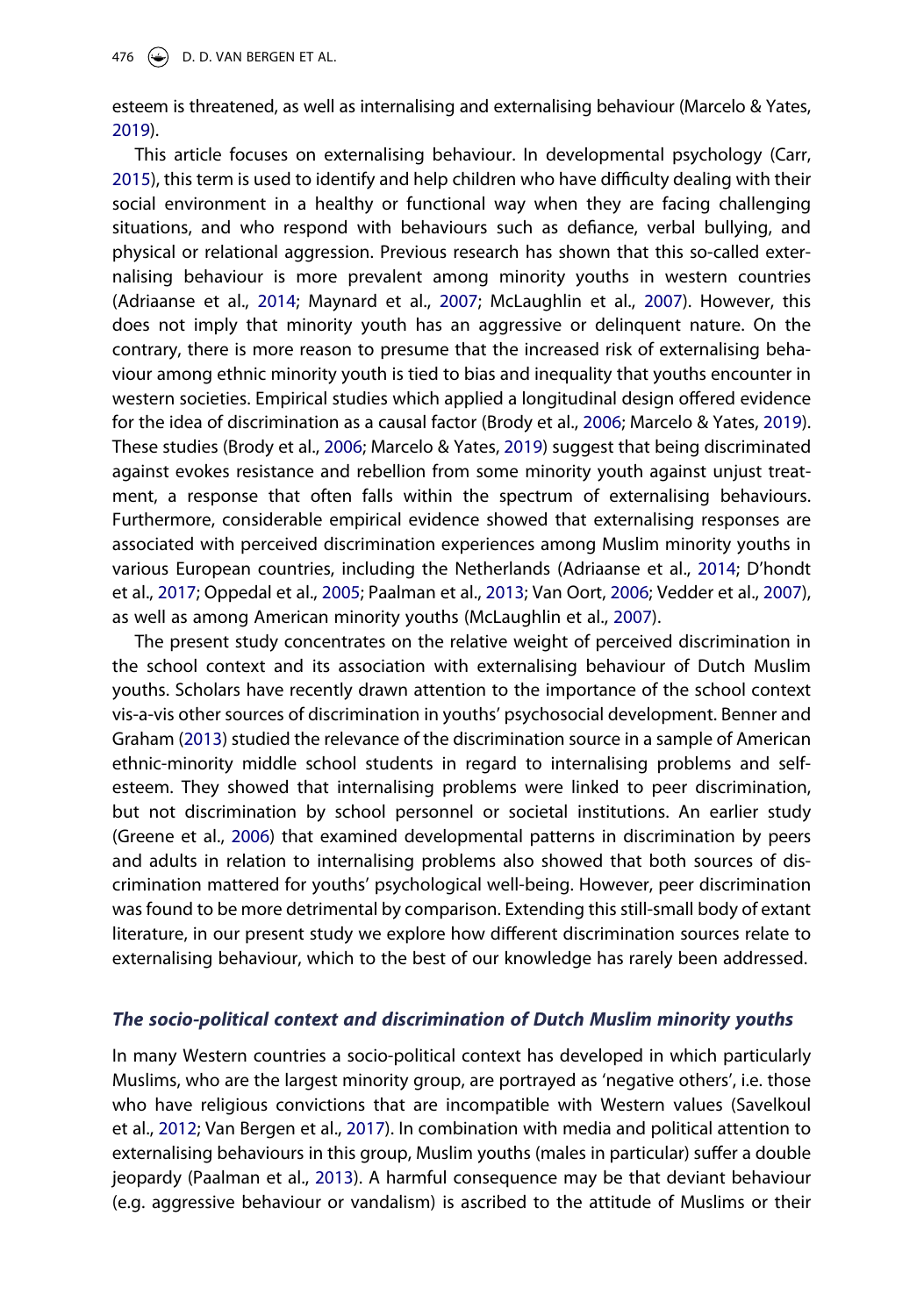esteem is threatened, as well as internalising and externalising behaviour (Marcelo & Yates, 2019).

This article focuses on externalising behaviour. In developmental psychology (Carr, 2015), this term is used to identify and help children who have difficulty dealing with their social environment in a healthy or functional way when they are facing challenging situations, and who respond with behaviours such as defiance, verbal bullying, and physical or relational aggression. Previous research has shown that this so-called externalising behaviour is more prevalent among minority youths in western countries (Adriaanse et al., 2014; Maynard et al., 2007; McLaughlin et al., 2007). However, this does not imply that minority youth has an aggressive or delinquent nature. On the contrary, there is more reason to presume that the increased risk of externalising behaviour among ethnic minority youth is tied to bias and inequality that youths encounter in western societies. Empirical studies which applied a longitudinal design offered evidence for the idea of discrimination as a causal factor (Brody et al., 2006; Marcelo & Yates, 2019). These studies (Brody et al., 2006; Marcelo & Yates, 2019) suggest that being discriminated against evokes resistance and rebellion from some minority youth against unjust treatment, a response that often falls within the spectrum of externalising behaviours. Furthermore, considerable empirical evidence showed that externalising responses are associated with perceived discrimination experiences among Muslim minority youths in various European countries, including the Netherlands (Adriaanse et al., 2014; D'hondt et al., 2017; Oppedal et al., 2005; Paalman et al., 2013; Van Oort, 2006; Vedder et al., 2007), as well as among American minority youths (McLaughlin et al., 2007).

The present study concentrates on the relative weight of perceived discrimination in the school context and its association with externalising behaviour of Dutch Muslim youths. Scholars have recently drawn attention to the importance of the school context vis-a-vis other sources of discrimination in youths' psychosocial development. Benner and Graham (2013) studied the relevance of the discrimination source in a sample of American ethnic-minority middle school students in regard to internalising problems and self-esteem. They showed that internalising problems were linked to peer discrimination, but not discrimination by school personnel or societal institutions. An earlier study (Greene et al., 2006) that examined developmental patterns in discrimination by peers and adults in relation to internalising problems also showed that both sources of discrimination mattered for youths' psychological well-being. However, peer discrimination was found to be more detrimental by comparison. Extending this still-small body of extant literature, in our present study we explore how different discrimination sources relate to externalising behaviour, which to the best of our knowledge has rarely been addressed.

### *The socio-political context and discrimination of Dutch Muslim minority youths*

In many Western countries a socio-political context has developed in which particularly Muslims, who are the largest minority group, are portrayed as 'negative others', i.e. those who have religious convictions that are incompatible with Western values (Savelkoul et al., 2012; Van Bergen et al., 2017). In combination with media and political attention to externalising behaviours in this group, Muslim youths (males in particular) suffer a double jeopardy (Paalman et al., 2013). A harmful consequence may be that deviant behaviour (e.g. aggressive behaviour or vandalism) is ascribed to the attitude of Muslims or their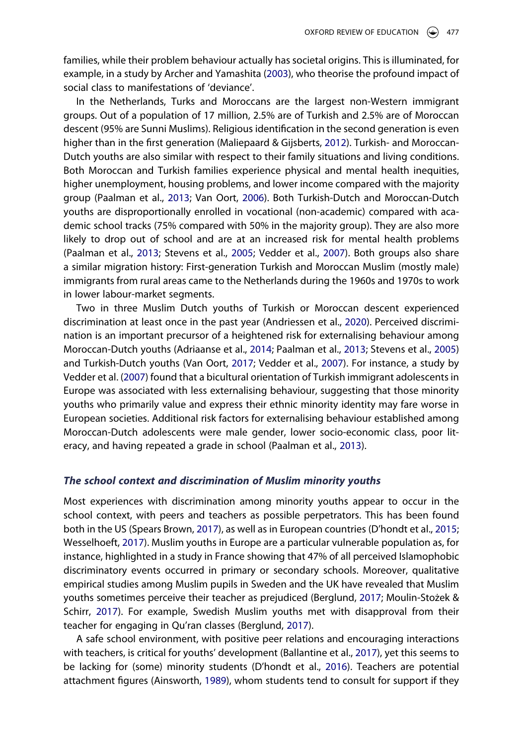families, while their problem behaviour actually has societal origins. This is illuminated, for example, in a study by Archer and Yamashita (2003), who theorise the profound impact of social class to manifestations of 'deviance'.

In the Netherlands, Turks and Moroccans are the largest non-Western immigrant groups. Out of a population of 17 million, 2.5% are of Turkish and 2.5% are of Moroccan descent (95% are Sunni Muslims). Religious identification in the second generation is even higher than in the first generation (Maliepaard & Gijsberts, 2012). Turkish- and Moroccan-Dutch youths are also similar with respect to their family situations and living conditions. Both Moroccan and Turkish families experience physical and mental health inequities, higher unemployment, housing problems, and lower income compared with the majority group (Paalman et al., 2013; Van Oort, 2006). Both Turkish-Dutch and Moroccan-Dutch youths are disproportionally enrolled in vocational (non-academic) compared with academic school tracks (75% compared with 50% in the majority group). They are also more likely to drop out of school and are at an increased risk for mental health problems (Paalman et al., 2013; Stevens et al., 2005; Vedder et al., 2007). Both groups also share a similar migration history: First-generation Turkish and Moroccan Muslim (mostly male) immigrants from rural areas came to the Netherlands during the 1960s and 1970s to work in lower labour-market segments.

Two in three Muslim Dutch youths of Turkish or Moroccan descent experienced discrimination at least once in the past year (Andriessen et al., 2020). Perceived discrimination is an important precursor of a heightened risk for externalising behaviour among Moroccan-Dutch youths (Adriaanse et al., 2014; Paalman et al., 2013; Stevens et al., 2005) and Turkish-Dutch youths (Van Oort, 2017; Vedder et al., 2007). For instance, a study by Vedder et al. (2007) found that a bicultural orientation of Turkish immigrant adolescents in Europe was associated with less externalising behaviour, suggesting that those minority youths who primarily value and express their ethnic minority identity may fare worse in European societies. Additional risk factors for externalising behaviour established among Moroccan-Dutch adolescents were male gender, lower socio-economic class, poor literacy, and having repeated a grade in school (Paalman et al., 2013).

### *The school context and discrimination of Muslim minority youths*

Most experiences with discrimination among minority youths appear to occur in the school context, with peers and teachers as possible perpetrators. This has been found both in the US (Spears Brown, 2017), as well as in European countries (D'hondt et al., 2015; Wesselhoeft, 2017). Muslim youths in Europe are a particular vulnerable population as, for instance, highlighted in a study in France showing that 47% of all perceived Islamophobic discriminatory events occurred in primary or secondary schools. Moreover, qualitative empirical studies among Muslim pupils in Sweden and the UK have revealed that Muslim youths sometimes perceive their teacher as prejudiced (Berglund, 2017; Moulin-Stożek & Schirr, 2017). For example, Swedish Muslim youths met with disapproval from their teacher for engaging in Qu'ran classes (Berglund, 2017).

A safe school environment, with positive peer relations and encouraging interactions with teachers, is critical for youths' development (Ballantine et al., 2017), yet this seems to be lacking for (some) minority students (D'hondt et al., 2016). Teachers are potential attachment figures (Ainsworth, 1989), whom students tend to consult for support if they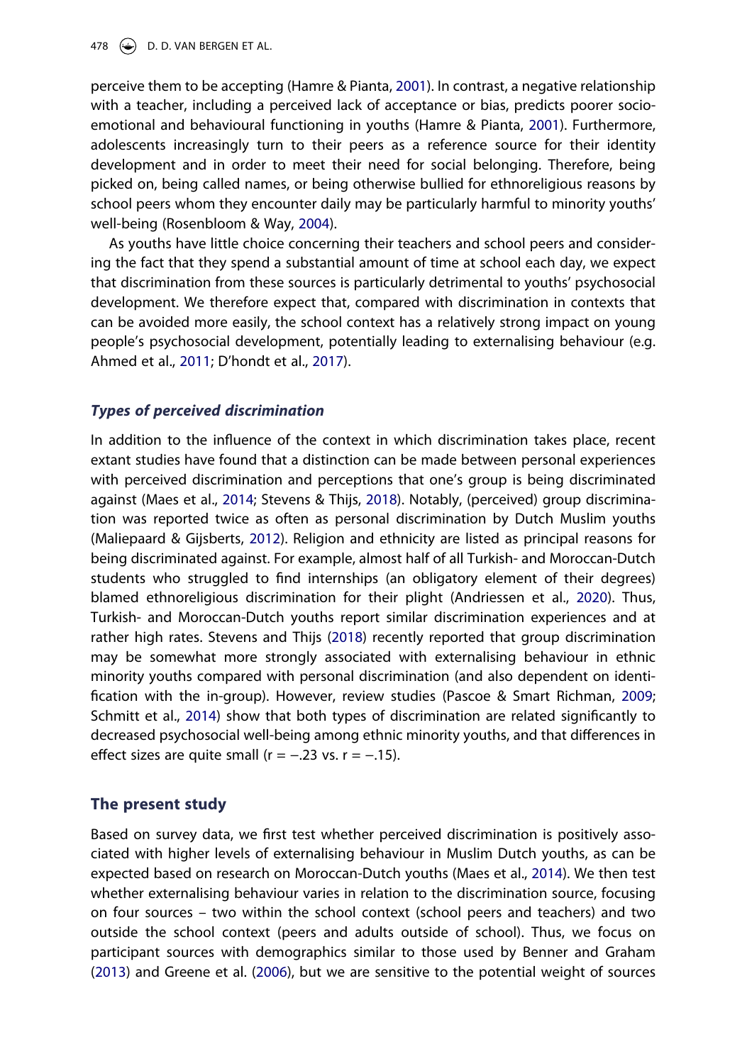perceive them to be accepting (Hamre & Pianta, 2001). In contrast, a negative relationship with a teacher, including a perceived lack of acceptance or bias, predicts poorer socio-emotional and behavioural functioning in youths (Hamre & Pianta, 2001). Furthermore, adolescents increasingly turn to their peers as a reference source for their identity development and in order to meet their need for social belonging. Therefore, being picked on, being called names, or being otherwise bullied for ethnoreligious reasons by school peers whom they encounter daily may be particularly harmful to minority youths' well-being (Rosenbloom & Way, 2004).

As youths have little choice concerning their teachers and school peers and considering the fact that they spend a substantial amount of time at school each day, we expect that discrimination from these sources is particularly detrimental to youths' psychosocial development. We therefore expect that, compared with discrimination in contexts that can be avoided more easily, the school context has a relatively strong impact on young people's psychosocial development, potentially leading to externalising behaviour (e.g. Ahmed et al., 2011; D'hondt et al., 2017).

### *Types of perceived discrimination*

In addition to the influence of the context in which discrimination takes place, recent extant studies have found that a distinction can be made between personal experiences with perceived discrimination and perceptions that one's group is being discriminated against (Maes et al., 2014; Stevens & Thijs, 2018). Notably, (perceived) group discrimination was reported twice as often as personal discrimination by Dutch Muslim youths (Maliepaard & Gijsberts, 2012). Religion and ethnicity are listed as principal reasons for being discriminated against. For example, almost half of all Turkish- and Moroccan-Dutch students who struggled to find internships (an obligatory element of their degrees) blamed ethnoreligious discrimination for their plight (Andriessen et al., 2020). Thus, Turkish- and Moroccan-Dutch youths report similar discrimination experiences and at rather high rates. Stevens and Thijs (2018) recently reported that group discrimination may be somewhat more strongly associated with externalising behaviour in ethnic minority youths compared with personal discrimination (and also dependent on identification with the in-group). However, review studies (Pascoe & Smart Richman, 2009; Schmitt et al., 2014) show that both types of discrimination are related significantly to decreased psychosocial well-being among ethnic minority youths, and that differences in effect sizes are quite small ($r = -.23$ vs. $r = -.15$).

## The present study

Based on survey data, we first test whether perceived discrimination is positively associated with higher levels of externalising behaviour in Muslim Dutch youths, as can be expected based on research on Moroccan-Dutch youths (Maes et al., 2014). We then test whether externalising behaviour varies in relation to the discrimination source, focusing on four sources – two within the school context (school peers and teachers) and two outside the school context (peers and adults outside of school). Thus, we focus on participant sources with demographics similar to those used by Benner and Graham (2013) and Greene et al. (2006), but we are sensitive to the potential weight of sources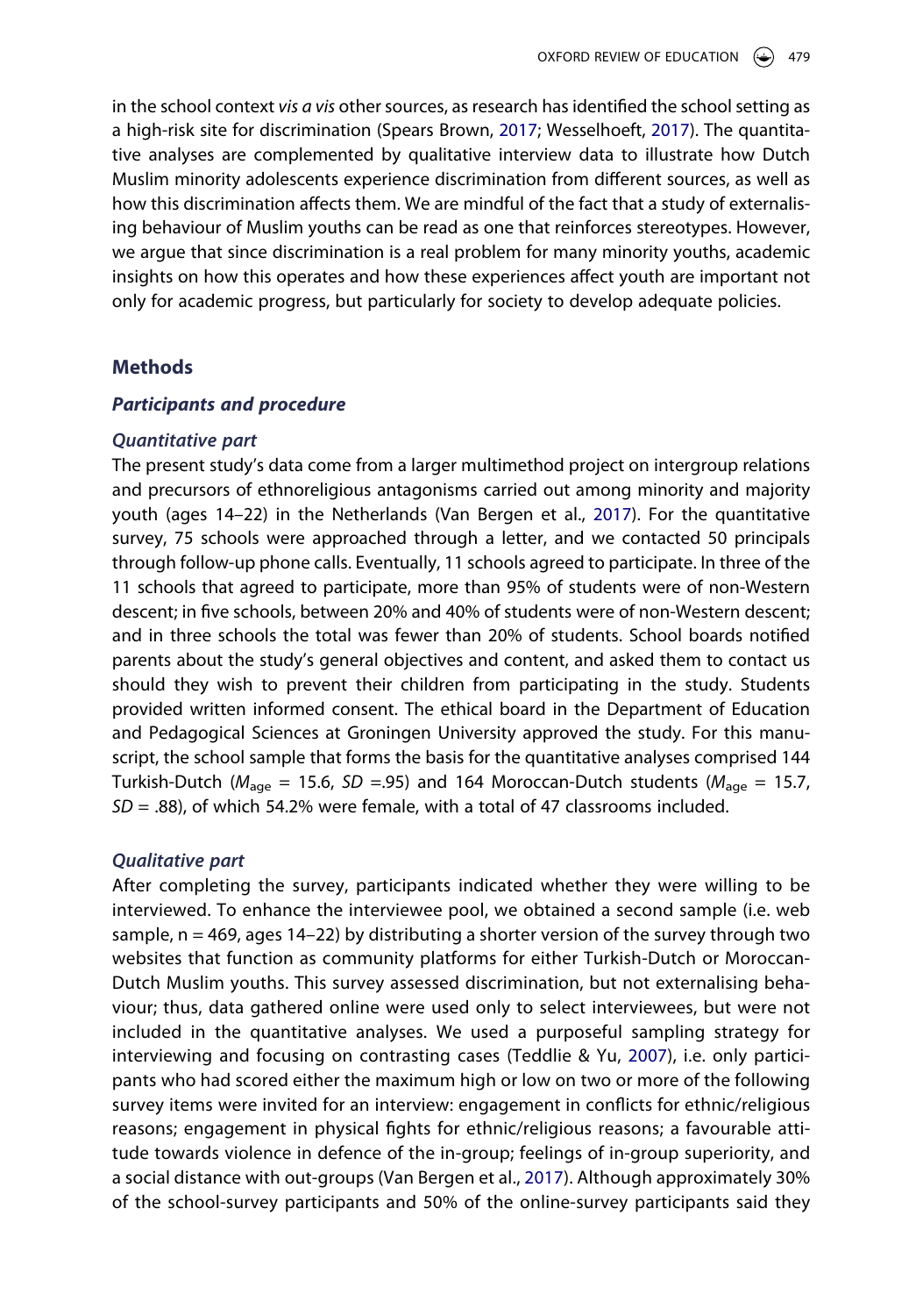in the school context *vis a vis* other sources, as research has identified the school setting as a high-risk site for discrimination (Spears Brown, 2017; Wesselhoeft, 2017). The quantitative analyses are complemented by qualitative interview data to illustrate how Dutch Muslim minority adolescents experience discrimination from different sources, as well as how this discrimination affects them. We are mindful of the fact that a study of externalising behaviour of Muslim youths can be read as one that reinforces stereotypes. However, we argue that since discrimination is a real problem for many minority youths, academic insights on how this operates and how these experiences affect youth are important not only for academic progress, but particularly for society to develop adequate policies.

## Methods

### *Participants and procedure*

#### *Quantitative part*

The present study's data come from a larger multimethod project on intergroup relations and precursors of ethnoreligious antagonisms carried out among minority and majority youth (ages 14–22) in the Netherlands (Van Bergen et al., 2017). For the quantitative survey, 75 schools were approached through a letter, and we contacted 50 principals through follow-up phone calls. Eventually, 11 schools agreed to participate. In three of the 11 schools that agreed to participate, more than 95% of students were of non-Western descent; in five schools, between 20% and 40% of students were of non-Western descent; and in three schools the total was fewer than 20% of students. School boards notified parents about the study's general objectives and content, and asked them to contact us should they wish to prevent their children from participating in the study. Students provided written informed consent. The ethical board in the Department of Education and Pedagogical Sciences at Groningen University approved the study. For this manuscript, the school sample that forms the basis for the quantitative analyses comprised 144 Turkish-Dutch ($M_{age}$ = 15.6, $SD$ =.95) and 164 Moroccan-Dutch students ($M_{age}$ = 15.7, $SD$ = .88), of which 54.2% were female, with a total of 47 classrooms included.

#### *Qualitative part*

After completing the survey, participants indicated whether they were willing to be interviewed. To enhance the interviewee pool, we obtained a second sample (i.e. web sample, n = 469, ages 14–22) by distributing a shorter version of the survey through two websites that function as community platforms for either Turkish-Dutch or Moroccan-Dutch Muslim youths. This survey assessed discrimination, but not externalising behaviour; thus, data gathered online were used only to select interviewees, but were not included in the quantitative analyses. We used a purposeful sampling strategy for interviewing and focusing on contrasting cases (Teddlie & Yu, 2007), i.e. only participants who had scored either the maximum high or low on two or more of the following survey items were invited for an interview: engagement in conflicts for ethnic/religious reasons; engagement in physical fights for ethnic/religious reasons; a favourable attitude towards violence in defence of the in-group; feelings of in-group superiority, and a social distance with out-groups (Van Bergen et al., 2017). Although approximately 30% of the school-survey participants and 50% of the online-survey participants said they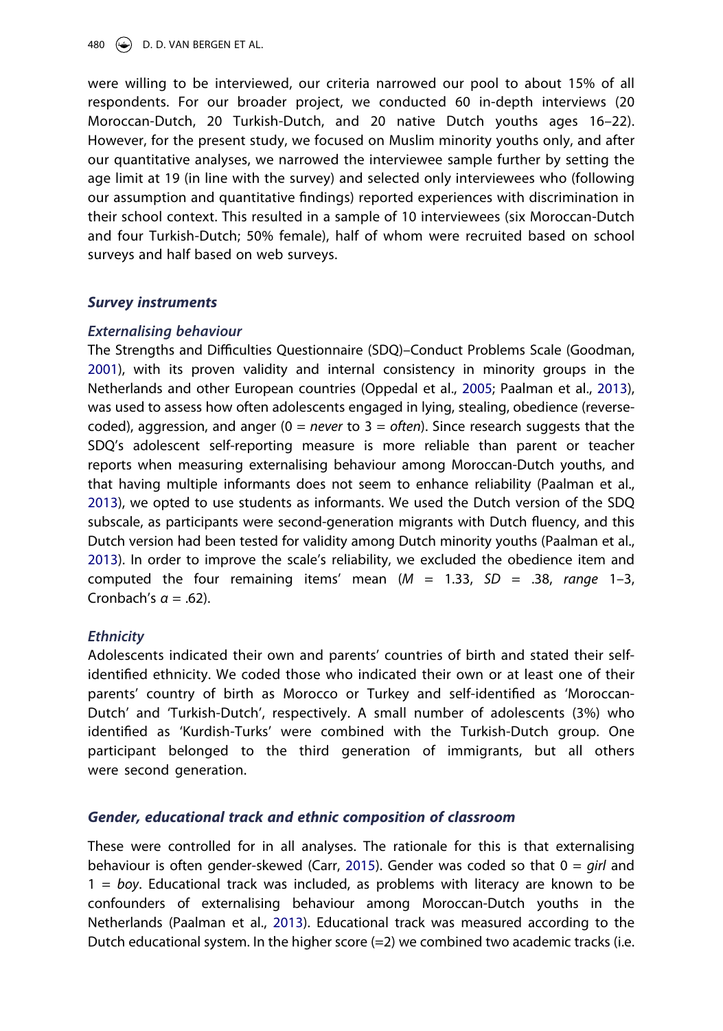were willing to be interviewed, our criteria narrowed our pool to about 15% of all respondents. For our broader project, we conducted 60 in-depth interviews (20 Moroccan-Dutch, 20 Turkish-Dutch, and 20 native Dutch youths ages 16–22). However, for the present study, we focused on Muslim minority youths only, and after our quantitative analyses, we narrowed the interviewee sample further by setting the age limit at 19 (in line with the survey) and selected only interviewees who (following our assumption and quantitative findings) reported experiences with discrimination in their school context. This resulted in a sample of 10 interviewees (six Moroccan-Dutch and four Turkish-Dutch; 50% female), half of whom were recruited based on school surveys and half based on web surveys.

### *Survey instruments*

#### *Externalising behaviour*

The Strengths and Difficulties Questionnaire (SDQ)–Conduct Problems Scale (Goodman, 2001), with its proven validity and internal consistency in minority groups in the Netherlands and other European countries (Oppedal et al., 2005; Paalman et al., 2013), was used to assess how often adolescents engaged in lying, stealing, obedience (reverse-coded), aggression, and anger (0 = *never* to 3 = *often*). Since research suggests that the SDQ's adolescent self-reporting measure is more reliable than parent or teacher reports when measuring externalising behaviour among Moroccan-Dutch youths, and that having multiple informants does not seem to enhance reliability (Paalman et al., 2013), we opted to use students as informants. We used the Dutch version of the SDQ subscale, as participants were second-generation migrants with Dutch fluency, and this Dutch version had been tested for validity among Dutch minority youths (Paalman et al., 2013). In order to improve the scale's reliability, we excluded the obedience item and computed the four remaining items' mean ($M$ = 1.33, $SD$ = .38, *range* 1–3, Cronbach's $\alpha$ = .62).

#### *Ethnicity*

Adolescents indicated their own and parents' countries of birth and stated their self-identified ethnicity. We coded those who indicated their own or at least one of their parents' country of birth as Morocco or Turkey and self-identified as 'Moroccan-Dutch' and 'Turkish-Dutch', respectively. A small number of adolescents (3%) who identified as 'Kurdish-Turks' were combined with the Turkish-Dutch group. One participant belonged to the third generation of immigrants, but all others were second generation.

### *Gender, educational track and ethnic composition of classroom*

These were controlled for in all analyses. The rationale for this is that externalising behaviour is often gender-skewed (Carr, 2015). Gender was coded so that 0 = *girl* and 1 = *boy*. Educational track was included, as problems with literacy are known to be confounders of externalising behaviour among Moroccan-Dutch youths in the Netherlands (Paalman et al., 2013). Educational track was measured according to the Dutch educational system. In the higher score (=2) we combined two academic tracks (i.e.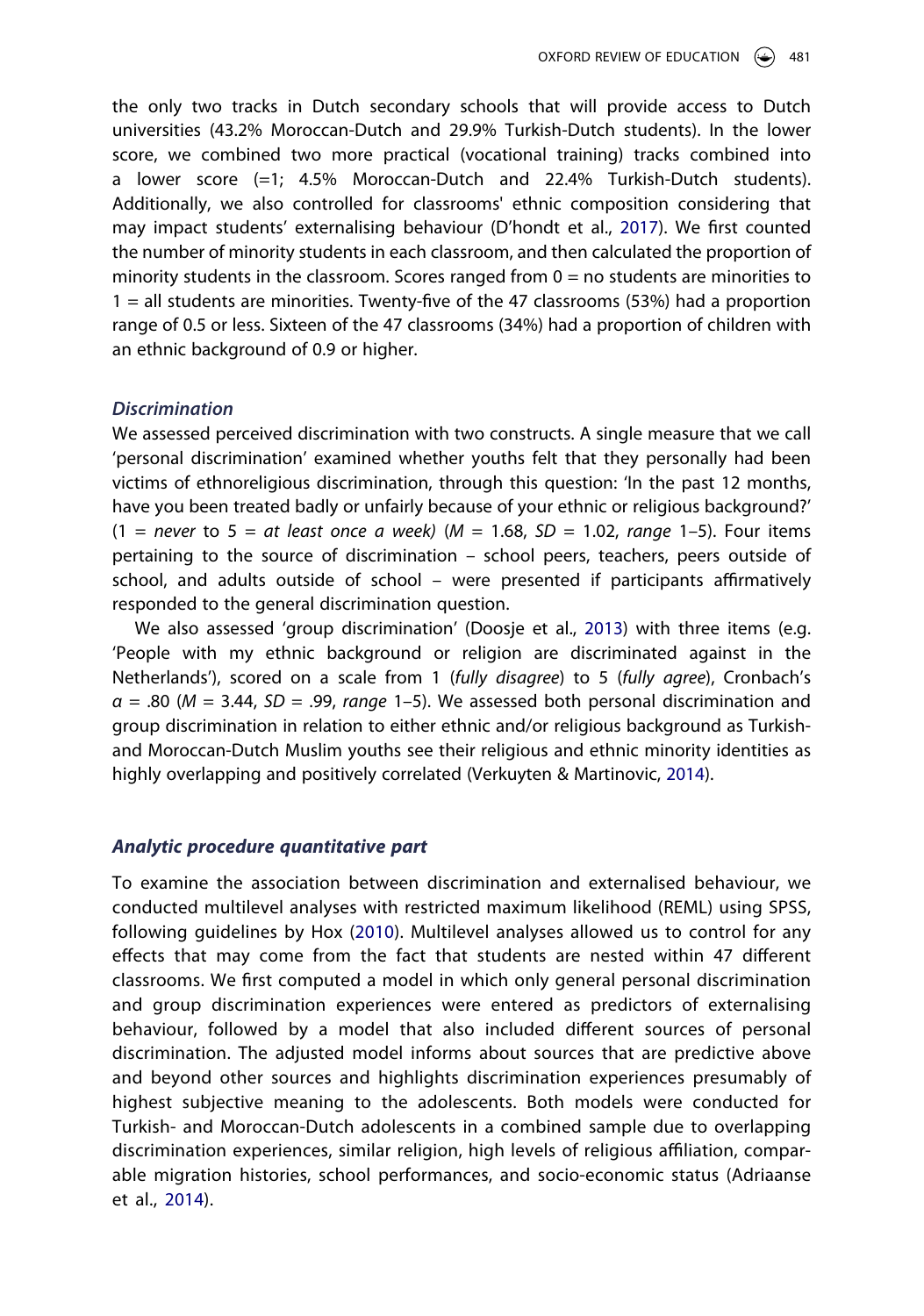the only two tracks in Dutch secondary schools that will provide access to Dutch universities (43.2% Moroccan-Dutch and 29.9% Turkish-Dutch students). In the lower score, we combined two more practical (vocational training) tracks combined into a lower score (=1; 4.5% Moroccan-Dutch and 22.4% Turkish-Dutch students). Additionally, we also controlled for classrooms' ethnic composition considering that may impact students' externalising behaviour (D'hondt et al., 2017). We first counted the number of minority students in each classroom, and then calculated the proportion of minority students in the classroom. Scores ranged from 0 = no students are minorities to 1 = all students are minorities. Twenty-five of the 47 classrooms (53%) had a proportion range of 0.5 or less. Sixteen of the 47 classrooms (34%) had a proportion of children with an ethnic background of 0.9 or higher.

### *Discrimination*

We assessed perceived discrimination with two constructs. A single measure that we call 'personal discrimination' examined whether youths felt that they personally had been victims of ethnoreligious discrimination, through this question: 'In the past 12 months, have you been treated badly or unfairly because of your ethnic or religious background?' (1 = *never* to 5 = *at least once a week)* ($M$ = 1.68, $SD$ = 1.02, *range* 1–5). Four items pertaining to the source of discrimination – school peers, teachers, peers outside of school, and adults outside of school – were presented if participants affirmatively responded to the general discrimination question.

We also assessed 'group discrimination' (Doosje et al., 2013) with three items (e.g. 'People with my ethnic background or religion are discriminated against in the Netherlands'), scored on a scale from 1 (*fully disagree*) to 5 (*fully agree*), Cronbach's $\alpha$ = .80 ($M$ = 3.44, $SD$ = .99, *range* 1–5). We assessed both personal discrimination and group discrimination in relation to either ethnic and/or religious background as Turkish- and Moroccan-Dutch Muslim youths see their religious and ethnic minority identities as highly overlapping and positively correlated (Verkuyten & Martinovic, 2014).

### *Analytic procedure quantitative part*

To examine the association between discrimination and externalised behaviour, we conducted multilevel analyses with restricted maximum likelihood (REML) using SPSS, following guidelines by Hox (2010). Multilevel analyses allowed us to control for any effects that may come from the fact that students are nested within 47 different classrooms. We first computed a model in which only general personal discrimination and group discrimination experiences were entered as predictors of externalising behaviour, followed by a model that also included different sources of personal discrimination. The adjusted model informs about sources that are predictive above and beyond other sources and highlights discrimination experiences presumably of highest subjective meaning to the adolescents. Both models were conducted for Turkish- and Moroccan-Dutch adolescents in a combined sample due to overlapping discrimination experiences, similar religion, high levels of religious affiliation, comparable migration histories, school performances, and socio-economic status (Adriaanse et al., 2014).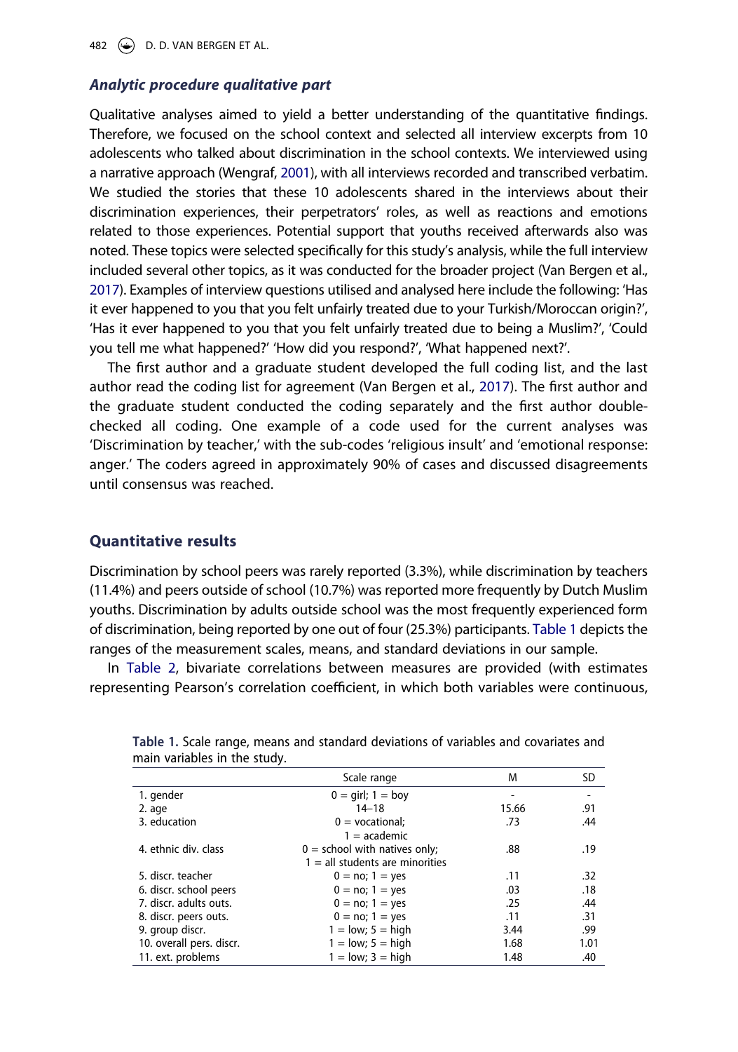### *Analytic procedure qualitative part*

Qualitative analyses aimed to yield a better understanding of the quantitative findings. Therefore, we focused on the school context and selected all interview excerpts from 10 adolescents who talked about discrimination in the school contexts. We interviewed using a narrative approach (Wengraf, 2001), with all interviews recorded and transcribed verbatim. We studied the stories that these 10 adolescents shared in the interviews about their discrimination experiences, their perpetrators' roles, as well as reactions and emotions related to those experiences. Potential support that youths received afterwards also was noted. These topics were selected specifically for this study's analysis, while the full interview included several other topics, as it was conducted for the broader project (Van Bergen et al., 2017). Examples of interview questions utilised and analysed here include the following: 'Has it ever happened to you that you felt unfairly treated due to your Turkish/Moroccan origin?', 'Has it ever happened to you that you felt unfairly treated due to being a Muslim?', 'Could you tell me what happened?' 'How did you respond?', 'What happened next?'.

The first author and a graduate student developed the full coding list, and the last author read the coding list for agreement (Van Bergen et al., 2017). The first author and the graduate student conducted the coding separately and the first author double-checked all coding. One example of a code used for the current analyses was 'Discrimination by teacher,' with the sub-codes 'religious insult' and 'emotional response: anger.' The coders agreed in approximately 90% of cases and discussed disagreements until consensus was reached.

## Quantitative results

Discrimination by school peers was rarely reported (3.3%), while discrimination by teachers (11.4%) and peers outside of school (10.7%) was reported more frequently by Dutch Muslim youths. Discrimination by adults outside school was the most frequently experienced form of discrimination, being reported by one out of four (25.3%) participants. Table 1 depicts the ranges of the measurement scales, means, and standard deviations in our sample.

In Table 2, bivariate correlations between measures are provided (with estimates representing Pearson's correlation coefficient, in which both variables were continuous,

**Table 1.** Scale range, means and standard deviations of variables and covariates and main variables in the study.

| | Scale range | M | SD |
|---|---|---|---|
| 1. gender | 0 = girl; 1 = boy | - | - |
| 2. age | 14–18 | 15.66 | .91 |
| 3. education | 0 = vocational; 1 = academic | .73 | .44 |
| 4. ethnic div. class | 0 = school with natives only; 1 = all students are minorities | .88 | .19 |
| 5. discr. teacher | 0 = no; 1 = yes | .11 | .32 |
| 6. discr. school peers | 0 = no; 1 = yes | .03 | .18 |
| 7. discr. adults outs. | 0 = no; 1 = yes | .25 | .44 |
| 8. discr. peers outs. | 0 = no; 1 = yes | .11 | .31 |
| 9. group discr. | 1 = low; 5 = high | 3.44 | .99 |
| 10. overall pers. discr. | 1 = low; 5 = high | 1.68 | 1.01 |
| 11. ext. problems | 1 = low; 3 = high | 1.48 | .40 |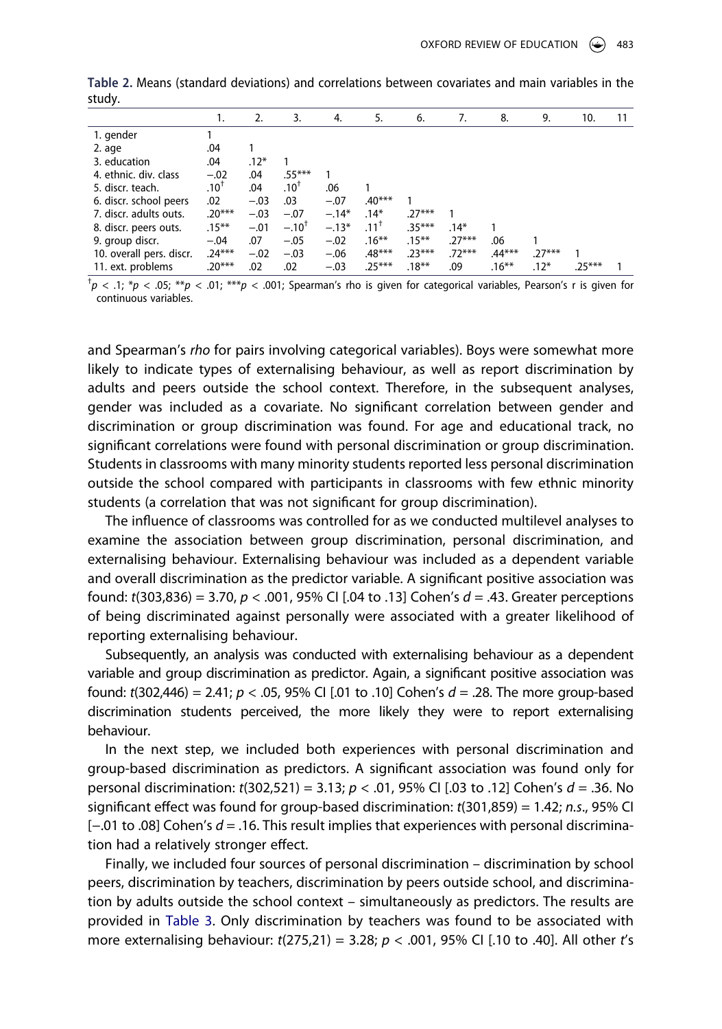**Table 2.** Means (standard deviations) and correlations between covariates and main variables in the study.

| | 1. | 2. | 3. | 4. | 5. | 6. | 7. | 8. | 9. | 10. | 11 |
|---|---|---|---|---|---|---|---|---|---|---|---|
| 1. gender | 1 | | | | | | | | | | |
| 2. age | .04 | 1 | | | | | | | | | |
| 3. education | .04 | .12* | 1 | | | | | | | | |
| 4. ethnic. div. class | −.02 | .04 | .55*** | 1 | | | | | | | |
| 5. discr. teach. | $.10^{\dagger}$ | .04 | $.10^{\dagger}$ | .06 | 1 | | | | | | |
| 6. discr. school peers | .02 | −.03 | .03 | −.07 | .40*** | 1 | | | | | |
| 7. discr. adults outs. | .20*** | −.03 | −.07 | −.14* | .14* | .27*** | 1 | | | | |
| 8. discr. peers outs. | .15** | −.01 | $-.10^{\dagger}$ | −.13* | $.11^{\dagger}$ | .35*** | .14* | 1 | | | |
| 9. group discr. | −.04 | .07 | −.05 | −.02 | .16** | .15** | .27*** | .06 | 1 | | |
| 10. overall pers. discr. | .24*** | −.02 | −.03 | −.06 | .48*** | .23*** | .72*** | .44*** | .27*** | 1 | |
| 11. ext. problems | .20*** | .02 | .02 | −.03 | .25*** | .18** | .09 | .16** | .12* | .25*** | 1 |

$^{\dagger}p < .1$; $^{*}p < .05$; $^{**}p < .01$; $^{***}p < .001$; Spearman's rho is given for categorical variables, Pearson's r is given for continuous variables.

and Spearman's *rho* for pairs involving categorical variables). Boys were somewhat more likely to indicate types of externalising behaviour, as well as report discrimination by adults and peers outside the school context. Therefore, in the subsequent analyses, gender was included as a covariate. No significant correlation between gender and discrimination or group discrimination was found. For age and educational track, no significant correlations were found with personal discrimination or group discrimination. Students in classrooms with many minority students reported less personal discrimination outside the school compared with participants in classrooms with few ethnic minority students (a correlation that was not significant for group discrimination).

The influence of classrooms was controlled for as we conducted multilevel analyses to examine the association between group discrimination, personal discrimination, and externalising behaviour. Externalising behaviour was included as a dependent variable and overall discrimination as the predictor variable. A significant positive association was found: $t(303{,}836) = 3.70$, $p < .001$, 95% CI [.04 to .13] Cohen's $d = .43$. Greater perceptions of being discriminated against personally were associated with a greater likelihood of reporting externalising behaviour.

Subsequently, an analysis was conducted with externalising behaviour as a dependent variable and group discrimination as predictor. Again, a significant positive association was found: $t(302{,}446) = 2.41$; $p < .05$, 95% CI [.01 to .10] Cohen's $d = .28$. The more group-based discrimination students perceived, the more likely they were to report externalising behaviour.

In the next step, we included both experiences with personal discrimination and group-based discrimination as predictors. A significant association was found only for personal discrimination: $t(302{,}521) = 3.13$; $p < .01$, 95% CI [.03 to .12] Cohen's $d = .36$. No significant effect was found for group-based discrimination: $t(301{,}859) = 1.42$; *n.s.*, 95% CI [−.01 to .08] Cohen's $d = .16$. This result implies that experiences with personal discrimination had a relatively stronger effect.

Finally, we included four sources of personal discrimination – discrimination by school peers, discrimination by teachers, discrimination by peers outside school, and discrimination by adults outside the school context – simultaneously as predictors. The results are provided in Table 3. Only discrimination by teachers was found to be associated with more externalising behaviour: $t(275{,}21) = 3.28$; $p < .001$, 95% CI [.10 to .40]. All other *t*'s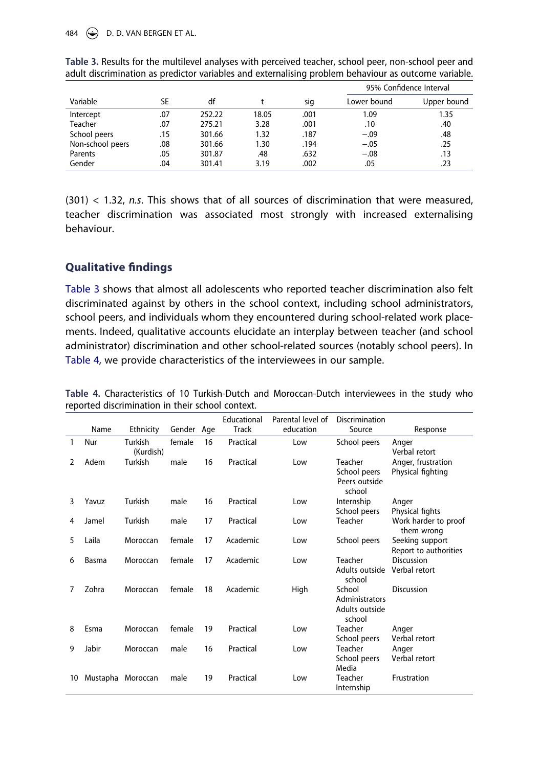**Table 3.** Results for the multilevel analyses with perceived teacher, school peer, non-school peer and adult discrimination as predictor variables and externalising problem behaviour as outcome variable.

| Variable | SE | df | t | sig | 95% Confidence Interval | |
|---|---|---|---|---|---|---|
| | | | | | Lower bound | Upper bound |
| Intercept | .07 | 252.22 | 18.05 | .001 | 1.09 | 1.35 |
| Teacher | .07 | 275.21 | 3.28 | .001 | .10 | .40 |
| School peers | .15 | 301.66 | 1.32 | .187 | −.09 | .48 |
| Non-school peers | .08 | 301.66 | 1.30 | .194 | −.05 | .25 |
| Parents | .05 | 301.87 | .48 | .632 | −.08 | .13 |
| Gender | .04 | 301.41 | 3.19 | .002 | .05 | .23 |

$(301) < 1.32$, *n.s.* This shows that of all sources of discrimination that were measured, teacher discrimination was associated most strongly with increased externalising behaviour.

## Qualitative findings

Table 3 shows that almost all adolescents who reported teacher discrimination also felt discriminated against by others in the school context, including school administrators, school peers, and individuals whom they encountered during school-related work placements. Indeed, qualitative accounts elucidate an interplay between teacher (and school administrator) discrimination and other school-related sources (notably school peers). In Table 4, we provide characteristics of the interviewees in our sample.

**Table 4.** Characteristics of 10 Turkish-Dutch and Moroccan-Dutch interviewees in the study who reported discrimination in their school context.

| | Name | Ethnicity | Gender | Age | Educational Track | Parental level of education | Discrimination Source | Response |
|---|---|---|---|---|---|---|---|---|
| 1 | Nur | Turkish (Kurdish) | female | 16 | Practical | Low | School peers | Anger<br>Verbal retort |
| 2 | Adem | Turkish | male | 16 | Practical | Low | Teacher<br>School peers<br>Peers outside school | Anger, frustration<br>Physical fighting |
| 3 | Yavuz | Turkish | male | 16 | Practical | Low | Internship<br>School peers | Anger<br>Physical fights |
| 4 | Jamel | Turkish | male | 17 | Practical | Low | Teacher | Work harder to proof them wrong |
| 5 | Laila | Moroccan | female | 17 | Academic | Low | School peers | Seeking support<br>Report to authorities |
| 6 | Basma | Moroccan | female | 17 | Academic | Low | Teacher<br>Adults outside school | Discussion<br>Verbal retort |
| 7 | Zohra | Moroccan | female | 18 | Academic | High | School Administrators<br>Adults outside school | Discussion |
| 8 | Esma | Moroccan | female | 19 | Practical | Low | Teacher<br>School peers | Anger<br>Verbal retort |
| 9 | Jabir | Moroccan | male | 16 | Practical | Low | Teacher<br>School peers<br>Media | Anger<br>Verbal retort |
| 10 | Mustapha | Moroccan | male | 19 | Practical | Low | Teacher<br>Internship | Frustration |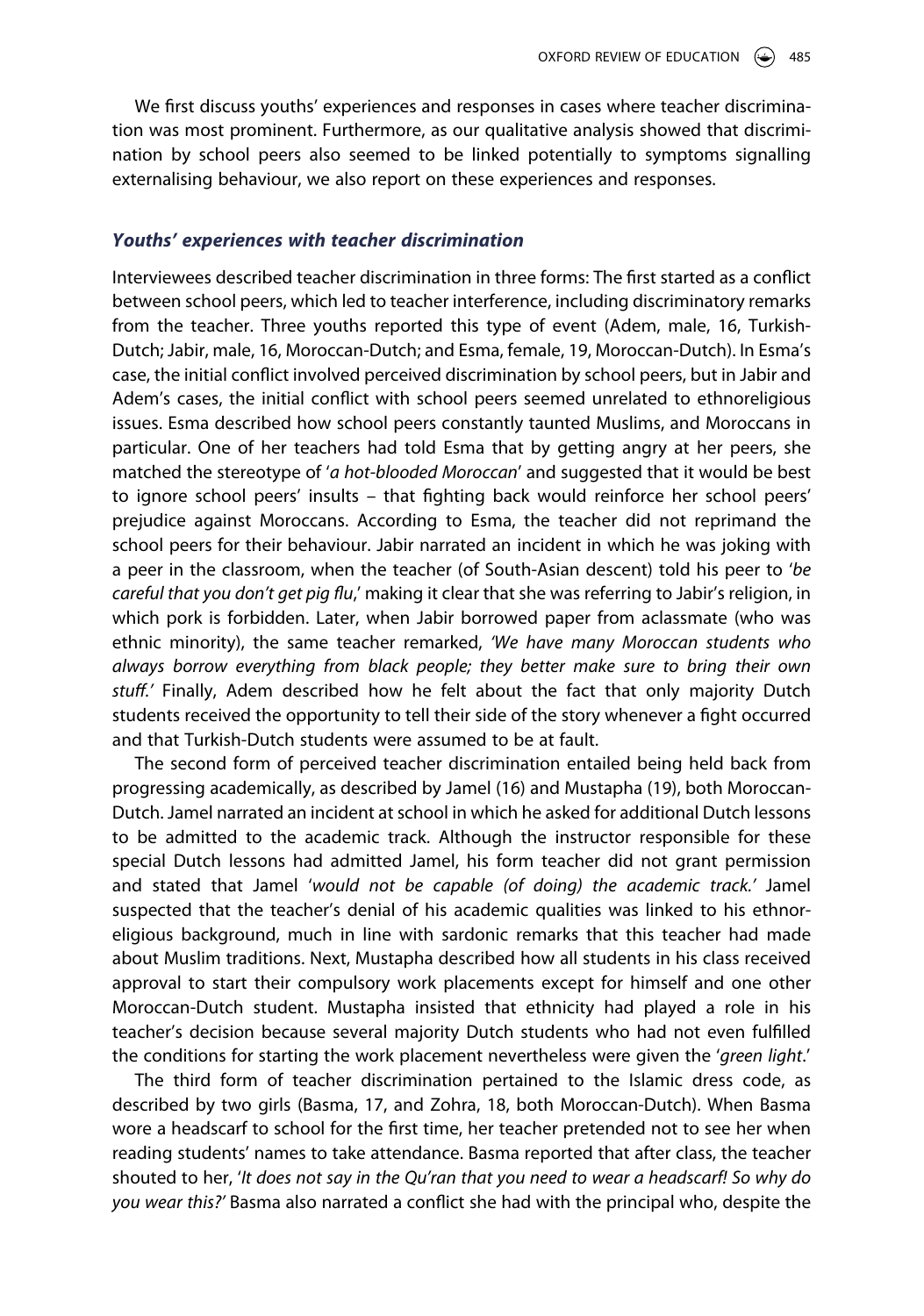We first discuss youths' experiences and responses in cases where teacher discrimination was most prominent. Furthermore, as our qualitative analysis showed that discrimination by school peers also seemed to be linked potentially to symptoms signalling externalising behaviour, we also report on these experiences and responses.

### *Youths' experiences with teacher discrimination*

Interviewees described teacher discrimination in three forms: The first started as a conflict between school peers, which led to teacher interference, including discriminatory remarks from the teacher. Three youths reported this type of event (Adem, male, 16, Turkish-Dutch; Jabir, male, 16, Moroccan-Dutch; and Esma, female, 19, Moroccan-Dutch). In Esma's case, the initial conflict involved perceived discrimination by school peers, but in Jabir and Adem's cases, the initial conflict with school peers seemed unrelated to ethnoreligious issues. Esma described how school peers constantly taunted Muslims, and Moroccans in particular. One of her teachers had told Esma that by getting angry at her peers, she matched the stereotype of '*a hot-blooded Moroccan*' and suggested that it would be best to ignore school peers' insults – that fighting back would reinforce her school peers' prejudice against Moroccans. According to Esma, the teacher did not reprimand the school peers for their behaviour. Jabir narrated an incident in which he was joking with a peer in the classroom, when the teacher (of South-Asian descent) told his peer to '*be careful that you don't get pig flu*,' making it clear that she was referring to Jabir's religion, in which pork is forbidden. Later, when Jabir borrowed paper from aclassmate (who was ethnic minority), the same teacher remarked, *'We have many Moroccan students who always borrow everything from black people; they better make sure to bring their own stuff.'* Finally, Adem described how he felt about the fact that only majority Dutch students received the opportunity to tell their side of the story whenever a fight occurred and that Turkish-Dutch students were assumed to be at fault.

The second form of perceived teacher discrimination entailed being held back from progressing academically, as described by Jamel (16) and Mustapha (19), both Moroccan-Dutch. Jamel narrated an incident at school in which he asked for additional Dutch lessons to be admitted to the academic track. Although the instructor responsible for these special Dutch lessons had admitted Jamel, his form teacher did not grant permission and stated that Jamel '*would not be capable (of doing) the academic track.*' Jamel suspected that the teacher's denial of his academic qualities was linked to his ethnoreligious background, much in line with sardonic remarks that this teacher had made about Muslim traditions. Next, Mustapha described how all students in his class received approval to start their compulsory work placements except for himself and one other Moroccan-Dutch student. Mustapha insisted that ethnicity had played a role in his teacher's decision because several majority Dutch students who had not even fulfilled the conditions for starting the work placement nevertheless were given the '*green light*.'

The third form of teacher discrimination pertained to the Islamic dress code, as described by two girls (Basma, 17, and Zohra, 18, both Moroccan-Dutch). When Basma wore a headscarf to school for the first time, her teacher pretended not to see her when reading students' names to take attendance. Basma reported that after class, the teacher shouted to her, '*It does not say in the Qu'ran that you need to wear a headscarf! So why do you wear this?*' Basma also narrated a conflict she had with the principal who, despite the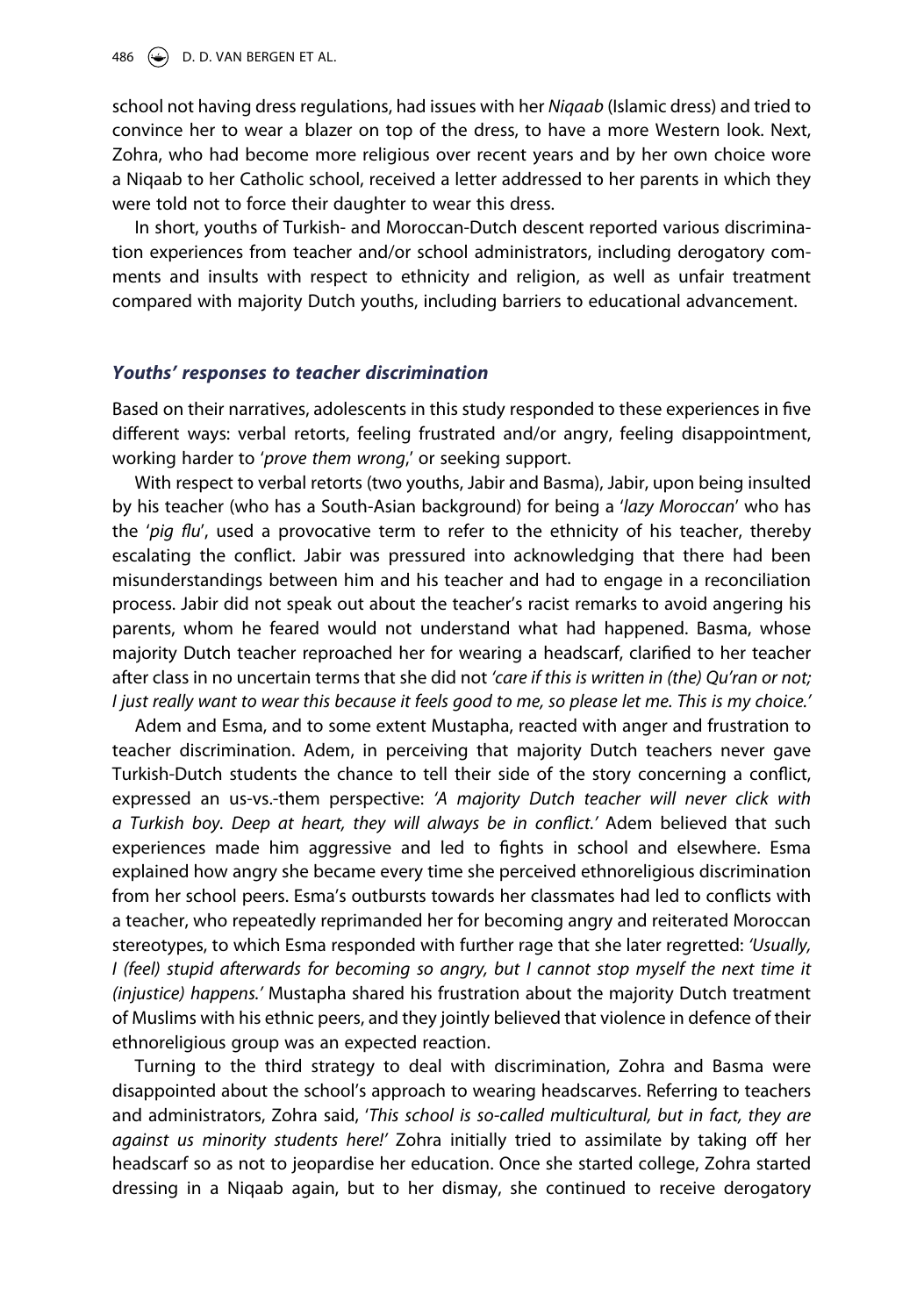school not having dress regulations, had issues with her *Niqaab* (Islamic dress) and tried to convince her to wear a blazer on top of the dress, to have a more Western look. Next, Zohra, who had become more religious over recent years and by her own choice wore a Niqaab to her Catholic school, received a letter addressed to her parents in which they were told not to force their daughter to wear this dress.

In short, youths of Turkish- and Moroccan-Dutch descent reported various discrimination experiences from teacher and/or school administrators, including derogatory comments and insults with respect to ethnicity and religion, as well as unfair treatment compared with majority Dutch youths, including barriers to educational advancement.

### *Youths' responses to teacher discrimination*

Based on their narratives, adolescents in this study responded to these experiences in five different ways: verbal retorts, feeling frustrated and/or angry, feeling disappointment, working harder to '*prove them wrong*,' or seeking support.

With respect to verbal retorts (two youths, Jabir and Basma), Jabir, upon being insulted by his teacher (who has a South-Asian background) for being a '*lazy Moroccan*' who has the '*pig flu*', used a provocative term to refer to the ethnicity of his teacher, thereby escalating the conflict. Jabir was pressured into acknowledging that there had been misunderstandings between him and his teacher and had to engage in a reconciliation process. Jabir did not speak out about the teacher's racist remarks to avoid angering his parents, whom he feared would not understand what had happened. Basma, whose majority Dutch teacher reproached her for wearing a headscarf, clarified to her teacher after class in no uncertain terms that she did not *'care if this is written in (the) Qu'ran or not; I just really want to wear this because it feels good to me, so please let me. This is my choice.'*

Adem and Esma, and to some extent Mustapha, reacted with anger and frustration to teacher discrimination. Adem, in perceiving that majority Dutch teachers never gave Turkish-Dutch students the chance to tell their side of the story concerning a conflict, expressed an us-vs.-them perspective: *'A majority Dutch teacher will never click with a Turkish boy. Deep at heart, they will always be in conflict.'* Adem believed that such experiences made him aggressive and led to fights in school and elsewhere. Esma explained how angry she became every time she perceived ethnoreligious discrimination from her school peers. Esma's outbursts towards her classmates had led to conflicts with a teacher, who repeatedly reprimanded her for becoming angry and reiterated Moroccan stereotypes, to which Esma responded with further rage that she later regretted: *'Usually, I (feel) stupid afterwards for becoming so angry, but I cannot stop myself the next time it (injustice) happens.'* Mustapha shared his frustration about the majority Dutch treatment of Muslims with his ethnic peers, and they jointly believed that violence in defence of their ethnoreligious group was an expected reaction.

Turning to the third strategy to deal with discrimination, Zohra and Basma were disappointed about the school's approach to wearing headscarves. Referring to teachers and administrators, Zohra said, '*This school is so-called multicultural, but in fact, they are against us minority students here!*' Zohra initially tried to assimilate by taking off her headscarf so as not to jeopardise her education. Once she started college, Zohra started dressing in a Niqaab again, but to her dismay, she continued to receive derogatory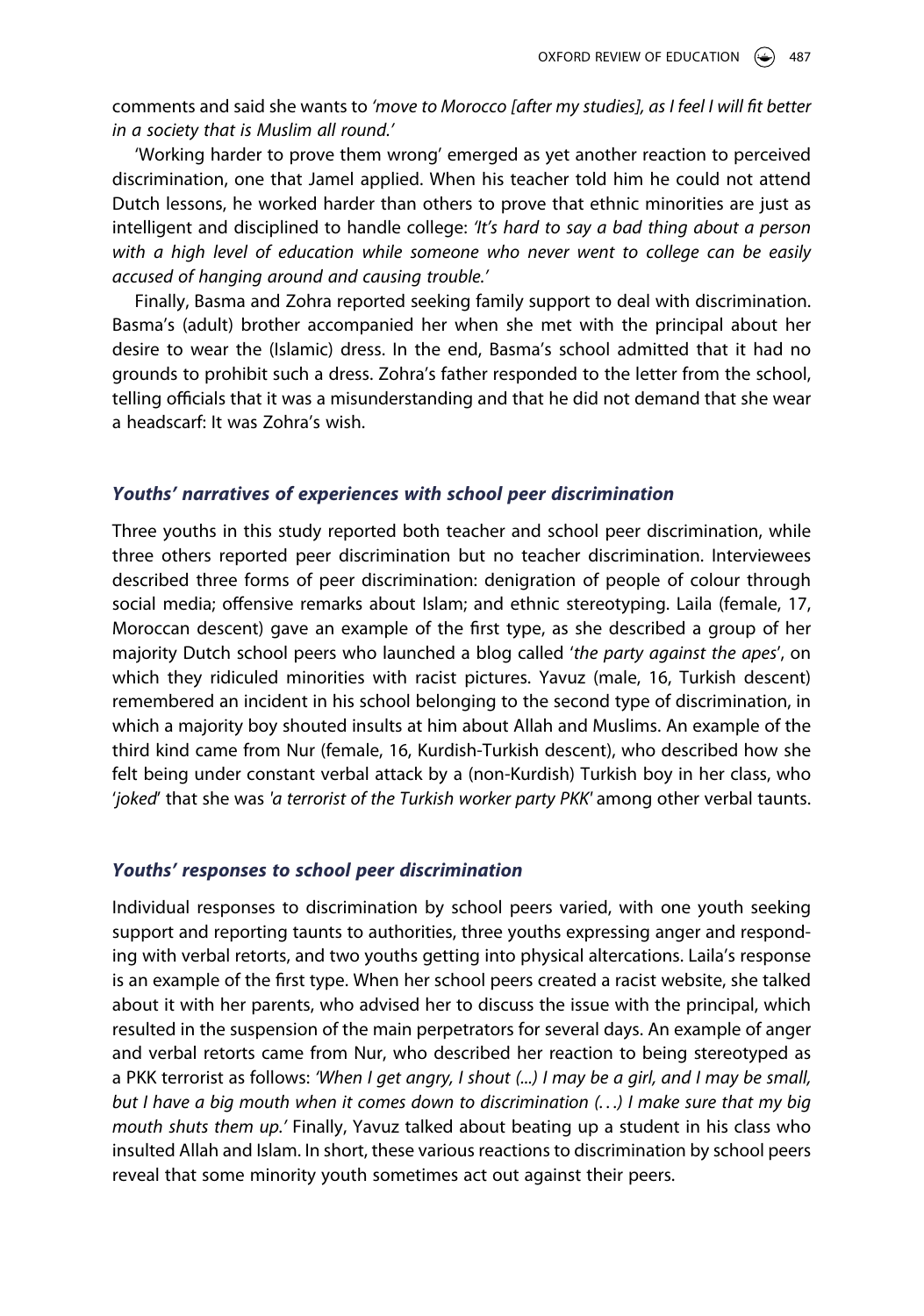comments and said she wants to *'move to Morocco [after my studies], as I feel I will fit better in a society that is Muslim all round.'*

'Working harder to prove them wrong' emerged as yet another reaction to perceived discrimination, one that Jamel applied. When his teacher told him he could not attend Dutch lessons, he worked harder than others to prove that ethnic minorities are just as intelligent and disciplined to handle college: *'It's hard to say a bad thing about a person with a high level of education while someone who never went to college can be easily accused of hanging around and causing trouble.'*

Finally, Basma and Zohra reported seeking family support to deal with discrimination. Basma's (adult) brother accompanied her when she met with the principal about her desire to wear the (Islamic) dress. In the end, Basma's school admitted that it had no grounds to prohibit such a dress. Zohra's father responded to the letter from the school, telling officials that it was a misunderstanding and that he did not demand that she wear a headscarf: It was Zohra's wish.

### *Youths' narratives of experiences with school peer discrimination*

Three youths in this study reported both teacher and school peer discrimination, while three others reported peer discrimination but no teacher discrimination. Interviewees described three forms of peer discrimination: denigration of people of colour through social media; offensive remarks about Islam; and ethnic stereotyping. Laila (female, 17, Moroccan descent) gave an example of the first type, as she described a group of her majority Dutch school peers who launched a blog called '*the party against the apes*', on which they ridiculed minorities with racist pictures. Yavuz (male, 16, Turkish descent) remembered an incident in his school belonging to the second type of discrimination, in which a majority boy shouted insults at him about Allah and Muslims. An example of the third kind came from Nur (female, 16, Kurdish-Turkish descent), who described how she felt being under constant verbal attack by a (non-Kurdish) Turkish boy in her class, who '*joked*' that she was *'a terrorist of the Turkish worker party PKK'* among other verbal taunts.

### *Youths' responses to school peer discrimination*

Individual responses to discrimination by school peers varied, with one youth seeking support and reporting taunts to authorities, three youths expressing anger and responding with verbal retorts, and two youths getting into physical altercations. Laila's response is an example of the first type. When her school peers created a racist website, she talked about it with her parents, who advised her to discuss the issue with the principal, which resulted in the suspension of the main perpetrators for several days. An example of anger and verbal retorts came from Nur, who described her reaction to being stereotyped as a PKK terrorist as follows: *'When I get angry, I shout (...) I may be a girl, and I may be small, but I have a big mouth when it comes down to discrimination (…) I make sure that my big mouth shuts them up.'* Finally, Yavuz talked about beating up a student in his class who insulted Allah and Islam. In short, these various reactions to discrimination by school peers reveal that some minority youth sometimes act out against their peers.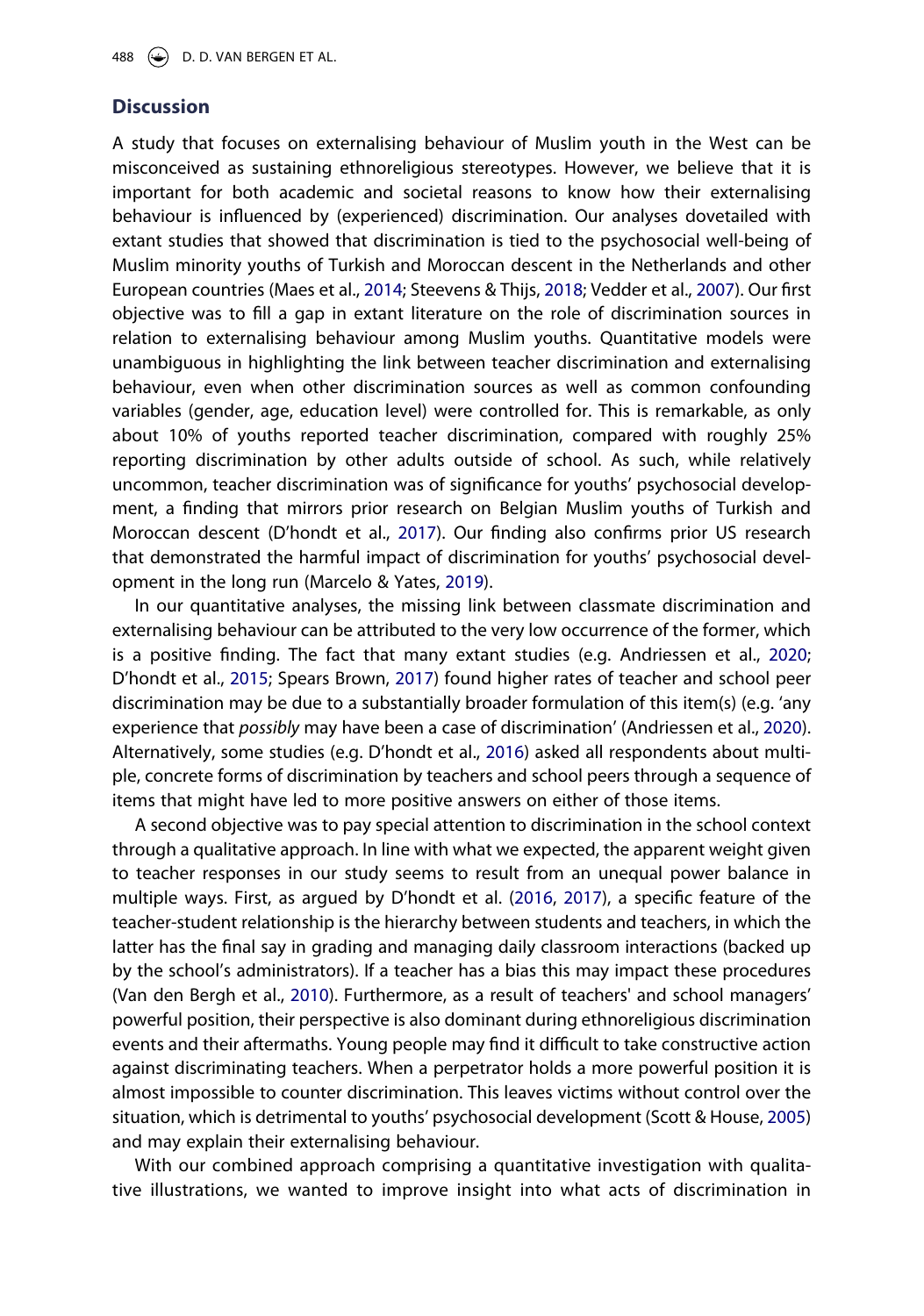## Discussion

A study that focuses on externalising behaviour of Muslim youth in the West can be misconceived as sustaining ethnoreligious stereotypes. However, we believe that it is important for both academic and societal reasons to know how their externalising behaviour is influenced by (experienced) discrimination. Our analyses dovetailed with extant studies that showed that discrimination is tied to the psychosocial well-being of Muslim minority youths of Turkish and Moroccan descent in the Netherlands and other European countries (Maes et al., 2014; Steevens & Thijs, 2018; Vedder et al., 2007). Our first objective was to fill a gap in extant literature on the role of discrimination sources in relation to externalising behaviour among Muslim youths. Quantitative models were unambiguous in highlighting the link between teacher discrimination and externalising behaviour, even when other discrimination sources as well as common confounding variables (gender, age, education level) were controlled for. This is remarkable, as only about 10% of youths reported teacher discrimination, compared with roughly 25% reporting discrimination by other adults outside of school. As such, while relatively uncommon, teacher discrimination was of significance for youths' psychosocial development, a finding that mirrors prior research on Belgian Muslim youths of Turkish and Moroccan descent (D'hondt et al., 2017). Our finding also confirms prior US research that demonstrated the harmful impact of discrimination for youths' psychosocial development in the long run (Marcelo & Yates, 2019).

In our quantitative analyses, the missing link between classmate discrimination and externalising behaviour can be attributed to the very low occurrence of the former, which is a positive finding. The fact that many extant studies (e.g. Andriessen et al., 2020; D'hondt et al., 2015; Spears Brown, 2017) found higher rates of teacher and school peer discrimination may be due to a substantially broader formulation of this item(s) (e.g. 'any experience that *possibly* may have been a case of discrimination' (Andriessen et al., 2020). Alternatively, some studies (e.g. D'hondt et al., 2016) asked all respondents about multiple, concrete forms of discrimination by teachers and school peers through a sequence of items that might have led to more positive answers on either of those items.

A second objective was to pay special attention to discrimination in the school context through a qualitative approach. In line with what we expected, the apparent weight given to teacher responses in our study seems to result from an unequal power balance in multiple ways. First, as argued by D'hondt et al. (2016, 2017), a specific feature of the teacher-student relationship is the hierarchy between students and teachers, in which the latter has the final say in grading and managing daily classroom interactions (backed up by the school's administrators). If a teacher has a bias this may impact these procedures (Van den Bergh et al., 2010). Furthermore, as a result of teachers' and school managers' powerful position, their perspective is also dominant during ethnoreligious discrimination events and their aftermaths. Young people may find it difficult to take constructive action against discriminating teachers. When a perpetrator holds a more powerful position it is almost impossible to counter discrimination. This leaves victims without control over the situation, which is detrimental to youths' psychosocial development (Scott & House, 2005) and may explain their externalising behaviour.

With our combined approach comprising a quantitative investigation with qualitative illustrations, we wanted to improve insight into what acts of discrimination in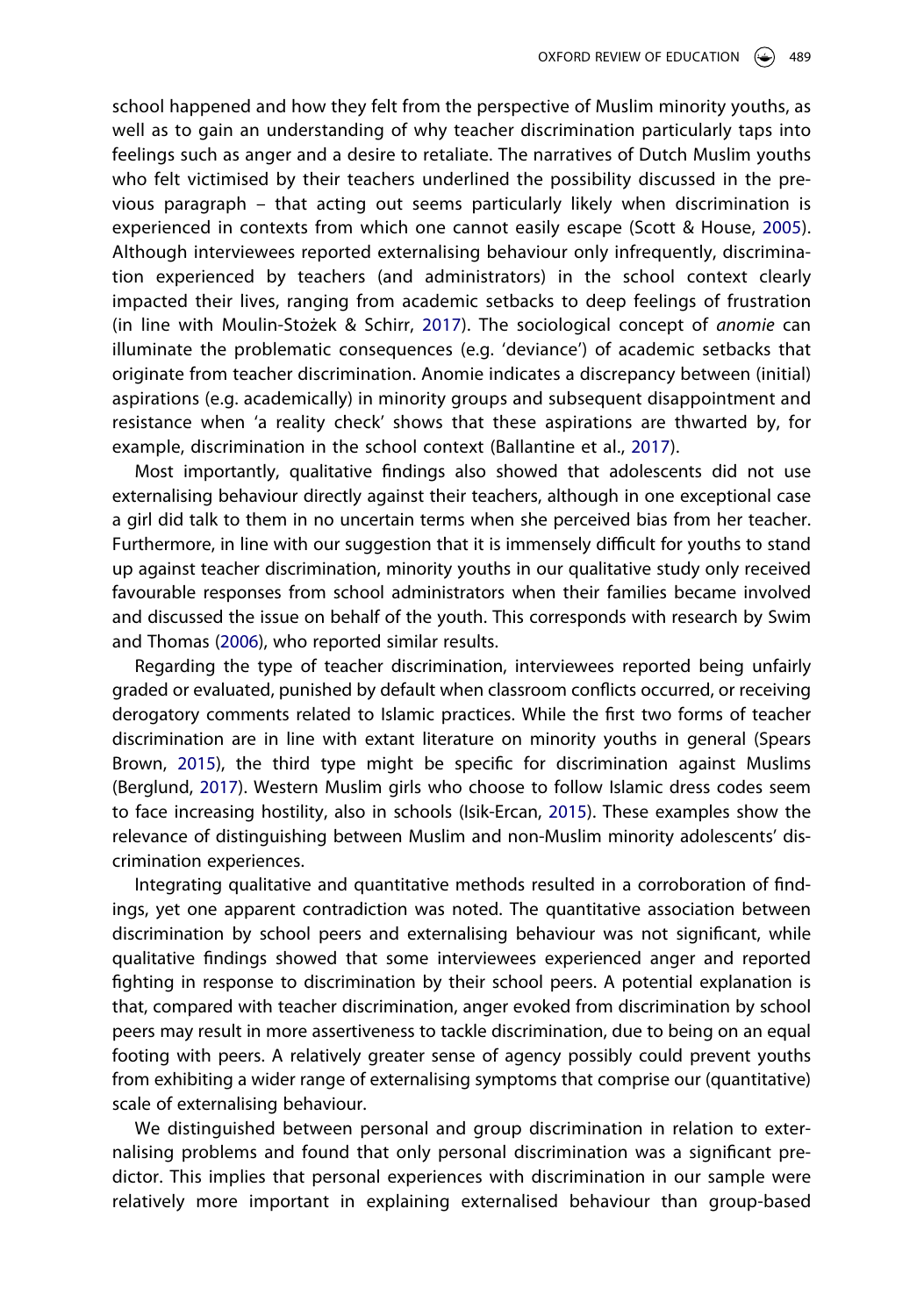school happened and how they felt from the perspective of Muslim minority youths, as well as to gain an understanding of why teacher discrimination particularly taps into feelings such as anger and a desire to retaliate. The narratives of Dutch Muslim youths who felt victimised by their teachers underlined the possibility discussed in the previous paragraph – that acting out seems particularly likely when discrimination is experienced in contexts from which one cannot easily escape (Scott & House, 2005). Although interviewees reported externalising behaviour only infrequently, discrimination experienced by teachers (and administrators) in the school context clearly impacted their lives, ranging from academic setbacks to deep feelings of frustration (in line with Moulin-Stożek & Schirr, 2017). The sociological concept of *anomie* can illuminate the problematic consequences (e.g. 'deviance') of academic setbacks that originate from teacher discrimination. Anomie indicates a discrepancy between (initial) aspirations (e.g. academically) in minority groups and subsequent disappointment and resistance when 'a reality check' shows that these aspirations are thwarted by, for example, discrimination in the school context (Ballantine et al., 2017).

Most importantly, qualitative findings also showed that adolescents did not use externalising behaviour directly against their teachers, although in one exceptional case a girl did talk to them in no uncertain terms when she perceived bias from her teacher. Furthermore, in line with our suggestion that it is immensely difficult for youths to stand up against teacher discrimination, minority youths in our qualitative study only received favourable responses from school administrators when their families became involved and discussed the issue on behalf of the youth. This corresponds with research by Swim and Thomas (2006), who reported similar results.

Regarding the type of teacher discrimination, interviewees reported being unfairly graded or evaluated, punished by default when classroom conflicts occurred, or receiving derogatory comments related to Islamic practices. While the first two forms of teacher discrimination are in line with extant literature on minority youths in general (Spears Brown, 2015), the third type might be specific for discrimination against Muslims (Berglund, 2017). Western Muslim girls who choose to follow Islamic dress codes seem to face increasing hostility, also in schools (Isik-Ercan, 2015). These examples show the relevance of distinguishing between Muslim and non-Muslim minority adolescents' discrimination experiences.

Integrating qualitative and quantitative methods resulted in a corroboration of findings, yet one apparent contradiction was noted. The quantitative association between discrimination by school peers and externalising behaviour was not significant, while qualitative findings showed that some interviewees experienced anger and reported fighting in response to discrimination by their school peers. A potential explanation is that, compared with teacher discrimination, anger evoked from discrimination by school peers may result in more assertiveness to tackle discrimination, due to being on an equal footing with peers. A relatively greater sense of agency possibly could prevent youths from exhibiting a wider range of externalising symptoms that comprise our (quantitative) scale of externalising behaviour.

We distinguished between personal and group discrimination in relation to externalising problems and found that only personal discrimination was a significant predictor. This implies that personal experiences with discrimination in our sample were relatively more important in explaining externalised behaviour than group-based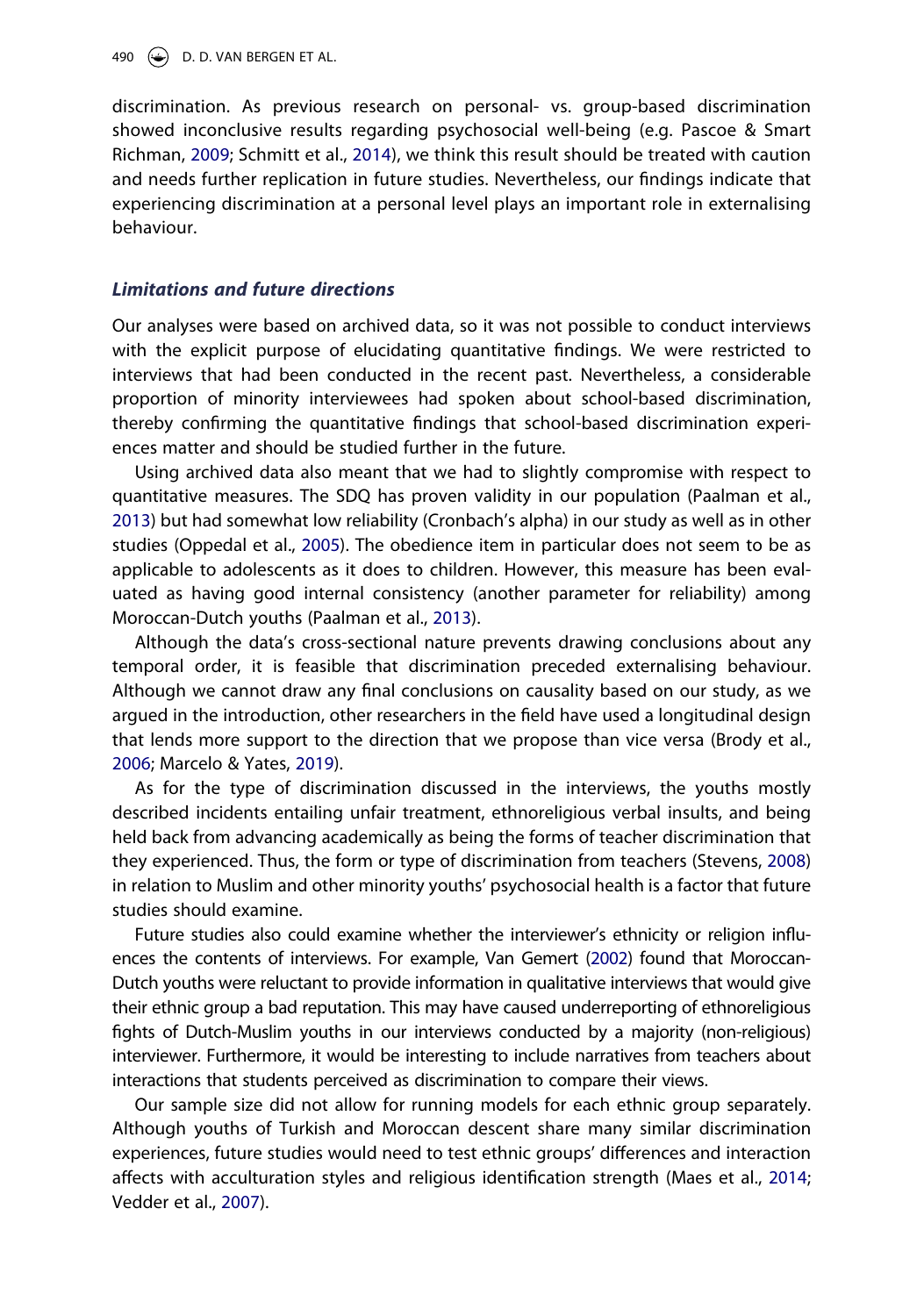discrimination. As previous research on personal- vs. group-based discrimination showed inconclusive results regarding psychosocial well-being (e.g. Pascoe & Smart Richman, 2009; Schmitt et al., 2014), we think this result should be treated with caution and needs further replication in future studies. Nevertheless, our findings indicate that experiencing discrimination at a personal level plays an important role in externalising behaviour.

### *Limitations and future directions*

Our analyses were based on archived data, so it was not possible to conduct interviews with the explicit purpose of elucidating quantitative findings. We were restricted to interviews that had been conducted in the recent past. Nevertheless, a considerable proportion of minority interviewees had spoken about school-based discrimination, thereby confirming the quantitative findings that school-based discrimination experiences matter and should be studied further in the future.

Using archived data also meant that we had to slightly compromise with respect to quantitative measures. The SDQ has proven validity in our population (Paalman et al., 2013) but had somewhat low reliability (Cronbach's alpha) in our study as well as in other studies (Oppedal et al., 2005). The obedience item in particular does not seem to be as applicable to adolescents as it does to children. However, this measure has been evaluated as having good internal consistency (another parameter for reliability) among Moroccan-Dutch youths (Paalman et al., 2013).

Although the data's cross-sectional nature prevents drawing conclusions about any temporal order, it is feasible that discrimination preceded externalising behaviour. Although we cannot draw any final conclusions on causality based on our study, as we argued in the introduction, other researchers in the field have used a longitudinal design that lends more support to the direction that we propose than vice versa (Brody et al., 2006; Marcelo & Yates, 2019).

As for the type of discrimination discussed in the interviews, the youths mostly described incidents entailing unfair treatment, ethnoreligious verbal insults, and being held back from advancing academically as being the forms of teacher discrimination that they experienced. Thus, the form or type of discrimination from teachers (Stevens, 2008) in relation to Muslim and other minority youths' psychosocial health is a factor that future studies should examine.

Future studies also could examine whether the interviewer's ethnicity or religion influences the contents of interviews. For example, Van Gemert (2002) found that Moroccan-Dutch youths were reluctant to provide information in qualitative interviews that would give their ethnic group a bad reputation. This may have caused underreporting of ethnoreligious fights of Dutch-Muslim youths in our interviews conducted by a majority (non-religious) interviewer. Furthermore, it would be interesting to include narratives from teachers about interactions that students perceived as discrimination to compare their views.

Our sample size did not allow for running models for each ethnic group separately. Although youths of Turkish and Moroccan descent share many similar discrimination experiences, future studies would need to test ethnic groups' differences and interaction affects with acculturation styles and religious identification strength (Maes et al., 2014; Vedder et al., 2007).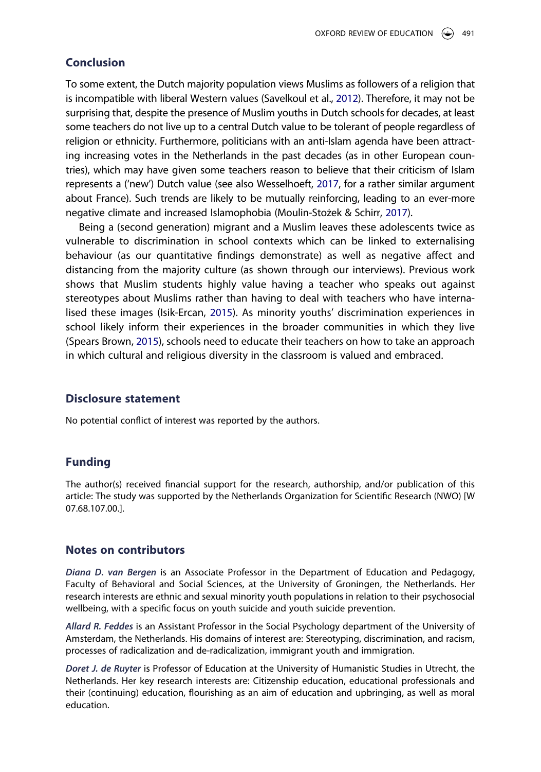## Conclusion

To some extent, the Dutch majority population views Muslims as followers of a religion that is incompatible with liberal Western values (Savelkoul et al., 2012). Therefore, it may not be surprising that, despite the presence of Muslim youths in Dutch schools for decades, at least some teachers do not live up to a central Dutch value to be tolerant of people regardless of religion or ethnicity. Furthermore, politicians with an anti-Islam agenda have been attracting increasing votes in the Netherlands in the past decades (as in other European countries), which may have given some teachers reason to believe that their criticism of Islam represents a ('new') Dutch value (see also Wesselhoeft, 2017, for a rather similar argument about France). Such trends are likely to be mutually reinforcing, leading to an ever-more negative climate and increased Islamophobia (Moulin-Stożek & Schirr, 2017).

Being a (second generation) migrant and a Muslim leaves these adolescents twice as vulnerable to discrimination in school contexts which can be linked to externalising behaviour (as our quantitative findings demonstrate) as well as negative affect and distancing from the majority culture (as shown through our interviews). Previous work shows that Muslim students highly value having a teacher who speaks out against stereotypes about Muslims rather than having to deal with teachers who have internalised these images (Isik-Ercan, 2015). As minority youths' discrimination experiences in school likely inform their experiences in the broader communities in which they live (Spears Brown, 2015), schools need to educate their teachers on how to take an approach in which cultural and religious diversity in the classroom is valued and embraced.

## Disclosure statement

No potential conflict of interest was reported by the authors.

## Funding

The author(s) received financial support for the research, authorship, and/or publication of this article: The study was supported by the Netherlands Organization for Scientific Research (NWO) [W 07.68.107.00.].

## Notes on contributors

***Diana D. van Bergen*** is an Associate Professor in the Department of Education and Pedagogy, Faculty of Behavioral and Social Sciences, at the University of Groningen, the Netherlands. Her research interests are ethnic and sexual minority youth populations in relation to their psychosocial wellbeing, with a specific focus on youth suicide and youth suicide prevention.

***Allard R. Feddes*** is an Assistant Professor in the Social Psychology department of the University of Amsterdam, the Netherlands. His domains of interest are: Stereotyping, discrimination, and racism, processes of radicalization and de-radicalization, immigrant youth and immigration.

***Doret J. de Ruyter*** is Professor of Education at the University of Humanistic Studies in Utrecht, the Netherlands. Her key research interests are: Citizenship education, educational professionals and their (continuing) education, flourishing as an aim of education and upbringing, as well as moral education.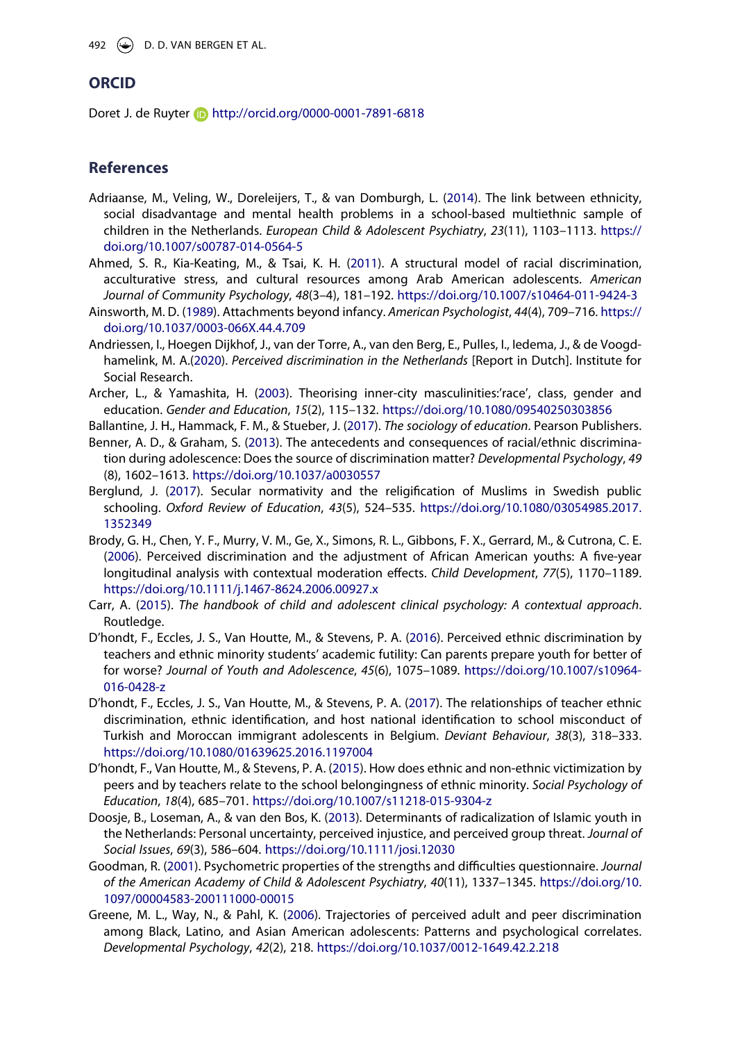## ORCID

Doret J. de Ruyter http://orcid.org/0000-0001-7891-6818

## References

Adriaanse, M., Veling, W., Doreleijers, T., & van Domburgh, L. (2014). The link between ethnicity, social disadvantage and mental health problems in a school-based multiethnic sample of children in the Netherlands. *European Child & Adolescent Psychiatry*, *23*(11), 1103–1113. https://doi.org/10.1007/s00787-014-0564-5

Ahmed, S. R., Kia-Keating, M., & Tsai, K. H. (2011). A structural model of racial discrimination, acculturative stress, and cultural resources among Arab American adolescents. *American Journal of Community Psychology*, *48*(3–4), 181–192. https://doi.org/10.1007/s10464-011-9424-3

Ainsworth, M. D. (1989). Attachments beyond infancy. *American Psychologist*, *44*(4), 709–716. https://doi.org/10.1037/0003-066X.44.4.709

Andriessen, I., Hoegen Dijkhof, J., van der Torre, A., van den Berg, E., Pulles, I., Iedema, J., & de Voogd-hamelink, M. A.(2020). *Perceived discrimination in the Netherlands* [Report in Dutch]. Institute for Social Research.

Archer, L., & Yamashita, H. (2003). Theorising inner-city masculinities:'race', class, gender and education. *Gender and Education*, *15*(2), 115–132. https://doi.org/10.1080/09540250303856

Ballantine, J. H., Hammack, F. M., & Stueber, J. (2017). *The sociology of education*. Pearson Publishers.

Benner, A. D., & Graham, S. (2013). The antecedents and consequences of racial/ethnic discrimination during adolescence: Does the source of discrimination matter? *Developmental Psychology*, *49*(8), 1602–1613. https://doi.org/10.1037/a0030557

Berglund, J. (2017). Secular normativity and the religification of Muslims in Swedish public schooling. *Oxford Review of Education*, *43*(5), 524–535. https://doi.org/10.1080/03054985.2017.1352349

Brody, G. H., Chen, Y. F., Murry, V. M., Ge, X., Simons, R. L., Gibbons, F. X., Gerrard, M., & Cutrona, C. E. (2006). Perceived discrimination and the adjustment of African American youths: A five-year longitudinal analysis with contextual moderation effects. *Child Development*, *77*(5), 1170–1189. https://doi.org/10.1111/j.1467-8624.2006.00927.x

Carr, A. (2015). *The handbook of child and adolescent clinical psychology: A contextual approach*. Routledge.

D'hondt, F., Eccles, J. S., Van Houtte, M., & Stevens, P. A. (2016). Perceived ethnic discrimination by teachers and ethnic minority students' academic futility: Can parents prepare youth for better of for worse? *Journal of Youth and Adolescence*, *45*(6), 1075–1089. https://doi.org/10.1007/s10964-016-0428-z

D'hondt, F., Eccles, J. S., Van Houtte, M., & Stevens, P. A. (2017). The relationships of teacher ethnic discrimination, ethnic identification, and host national identification to school misconduct of Turkish and Moroccan immigrant adolescents in Belgium. *Deviant Behaviour*, *38*(3), 318–333. https://doi.org/10.1080/01639625.2016.1197004

D'hondt, F., Van Houtte, M., & Stevens, P. A. (2015). How does ethnic and non-ethnic victimization by peers and by teachers relate to the school belongingness of ethnic minority. *Social Psychology of Education*, *18*(4), 685–701. https://doi.org/10.1007/s11218-015-9304-z

Doosje, B., Loseman, A., & van den Bos, K. (2013). Determinants of radicalization of Islamic youth in the Netherlands: Personal uncertainty, perceived injustice, and perceived group threat. *Journal of Social Issues*, *69*(3), 586–604. https://doi.org/10.1111/josi.12030

Goodman, R. (2001). Psychometric properties of the strengths and difficulties questionnaire. *Journal of the American Academy of Child & Adolescent Psychiatry*, *40*(11), 1337–1345. https://doi.org/10.1097/00004583-200111000-00015

Greene, M. L., Way, N., & Pahl, K. (2006). Trajectories of perceived adult and peer discrimination among Black, Latino, and Asian American adolescents: Patterns and psychological correlates. *Developmental Psychology*, *42*(2), 218. https://doi.org/10.1037/0012-1649.42.2.218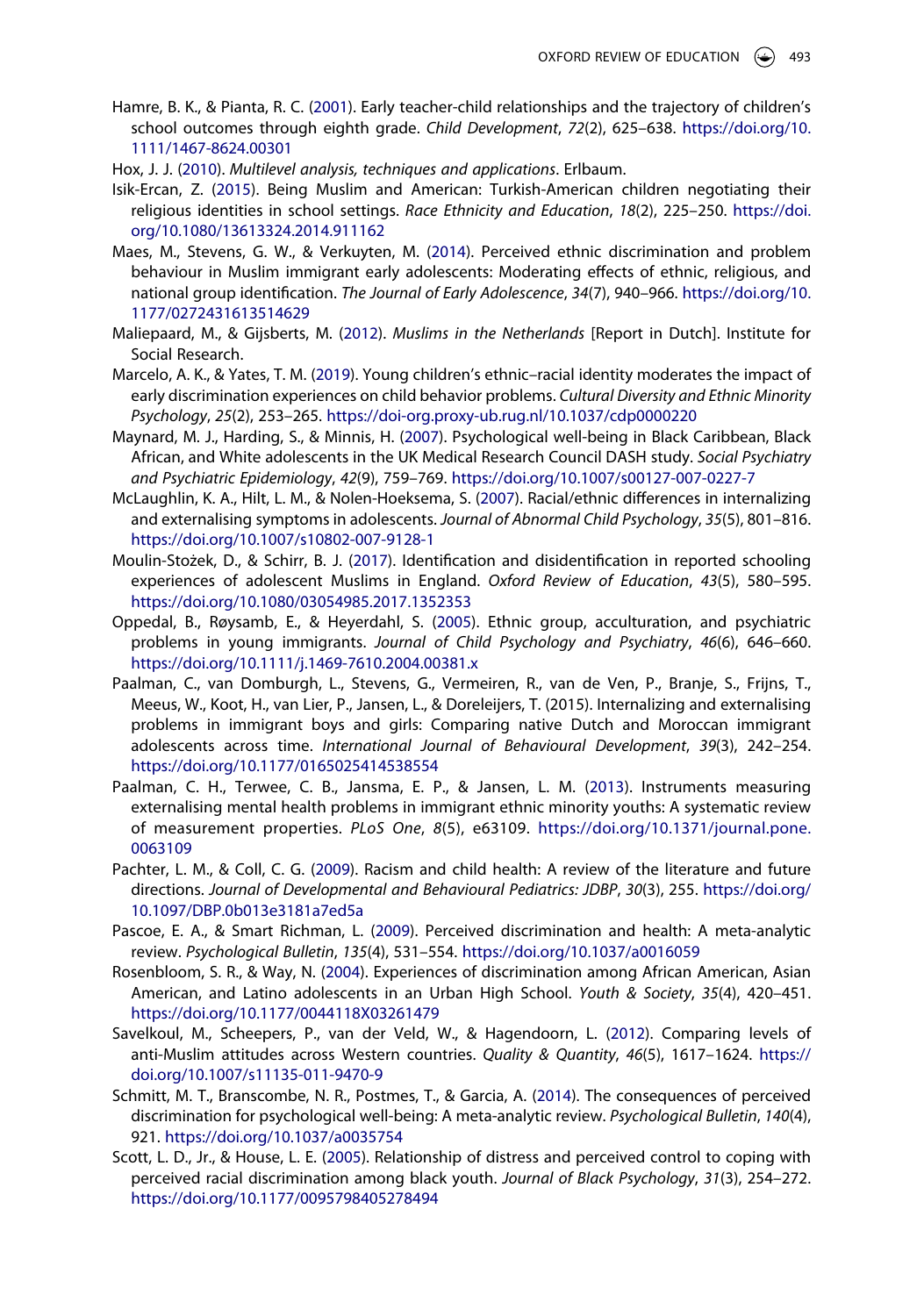Hamre, B. K., & Pianta, R. C. (2001). Early teacher-child relationships and the trajectory of children's school outcomes through eighth grade. *Child Development*, *72*(2), 625–638. https://doi.org/10.1111/1467-8624.00301

Hox, J. J. (2010). *Multilevel analysis, techniques and applications*. Erlbaum.

Isik-Ercan, Z. (2015). Being Muslim and American: Turkish-American children negotiating their religious identities in school settings. *Race Ethnicity and Education*, *18*(2), 225–250. https://doi.org/10.1080/13613324.2014.911162

Maes, M., Stevens, G. W., & Verkuyten, M. (2014). Perceived ethnic discrimination and problem behaviour in Muslim immigrant early adolescents: Moderating effects of ethnic, religious, and national group identification. *The Journal of Early Adolescence*, *34*(7), 940–966. https://doi.org/10.1177/0272431613514629

Maliepaard, M., & Gijsberts, M. (2012). *Muslims in the Netherlands* [Report in Dutch]. Institute for Social Research.

Marcelo, A. K., & Yates, T. M. (2019). Young children's ethnic–racial identity moderates the impact of early discrimination experiences on child behavior problems. *Cultural Diversity and Ethnic Minority Psychology*, *25*(2), 253–265. https://doi-org.proxy-ub.rug.nl/10.1037/cdp0000220

Maynard, M. J., Harding, S., & Minnis, H. (2007). Psychological well-being in Black Caribbean, Black African, and White adolescents in the UK Medical Research Council DASH study. *Social Psychiatry and Psychiatric Epidemiology*, *42*(9), 759–769. https://doi.org/10.1007/s00127-007-0227-7

McLaughlin, K. A., Hilt, L. M., & Nolen-Hoeksema, S. (2007). Racial/ethnic differences in internalizing and externalising symptoms in adolescents. *Journal of Abnormal Child Psychology*, *35*(5), 801–816. https://doi.org/10.1007/s10802-007-9128-1

Moulin-Stożek, D., & Schirr, B. J. (2017). Identification and disidentification in reported schooling experiences of adolescent Muslims in England. *Oxford Review of Education*, *43*(5), 580–595. https://doi.org/10.1080/03054985.2017.1352353

Oppedal, B., Røysamb, E., & Heyerdahl, S. (2005). Ethnic group, acculturation, and psychiatric problems in young immigrants. *Journal of Child Psychology and Psychiatry*, *46*(6), 646–660. https://doi.org/10.1111/j.1469-7610.2004.00381.x

Paalman, C., van Domburgh, L., Stevens, G., Vermeiren, R., van de Ven, P., Branje, S., Frijns, T., Meeus, W., Koot, H., van Lier, P., Jansen, L., & Doreleijers, T. (2015). Internalizing and externalising problems in immigrant boys and girls: Comparing native Dutch and Moroccan immigrant adolescents across time. *International Journal of Behavioural Development*, *39*(3), 242–254. https://doi.org/10.1177/0165025414538554

Paalman, C. H., Terwee, C. B., Jansma, E. P., & Jansen, L. M. (2013). Instruments measuring externalising mental health problems in immigrant ethnic minority youths: A systematic review of measurement properties. *PLoS One*, *8*(5), e63109. https://doi.org/10.1371/journal.pone.0063109

Pachter, L. M., & Coll, C. G. (2009). Racism and child health: A review of the literature and future directions. *Journal of Developmental and Behavioural Pediatrics: JDBP*, *30*(3), 255. https://doi.org/10.1097/DBP.0b013e3181a7ed5a

Pascoe, E. A., & Smart Richman, L. (2009). Perceived discrimination and health: A meta-analytic review. *Psychological Bulletin*, *135*(4), 531–554. https://doi.org/10.1037/a0016059

Rosenbloom, S. R., & Way, N. (2004). Experiences of discrimination among African American, Asian American, and Latino adolescents in an Urban High School. *Youth & Society*, *35*(4), 420–451. https://doi.org/10.1177/0044118X03261479

Savelkoul, M., Scheepers, P., van der Veld, W., & Hagendoorn, L. (2012). Comparing levels of anti-Muslim attitudes across Western countries. *Quality & Quantity*, *46*(5), 1617–1624. https://doi.org/10.1007/s11135-011-9470-9

Schmitt, M. T., Branscombe, N. R., Postmes, T., & Garcia, A. (2014). The consequences of perceived discrimination for psychological well-being: A meta-analytic review. *Psychological Bulletin*, *140*(4), 921. https://doi.org/10.1037/a0035754

Scott, L. D., Jr., & House, L. E. (2005). Relationship of distress and perceived control to coping with perceived racial discrimination among black youth. *Journal of Black Psychology*, *31*(3), 254–272. https://doi.org/10.1177/0095798405278494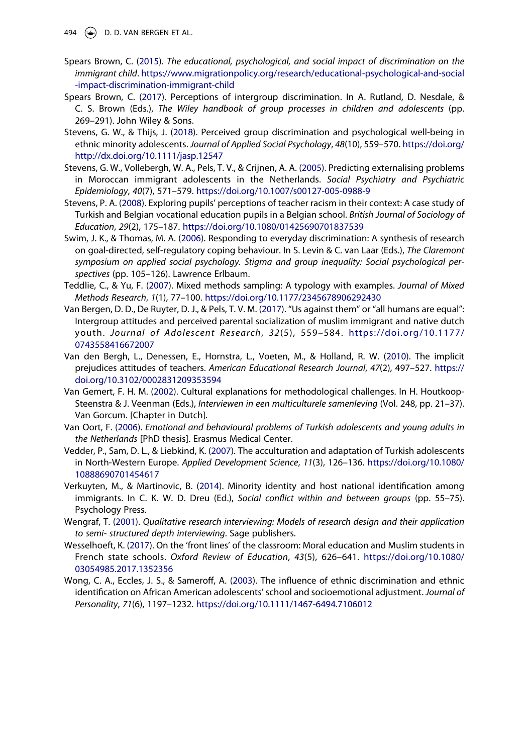Spears Brown, C. (2015). *The educational, psychological, and social impact of discrimination on the immigrant child*. https://www.migrationpolicy.org/research/educational-psychological-and-social-impact-discrimination-immigrant-child

Spears Brown, C. (2017). Perceptions of intergroup discrimination. In A. Rutland, D. Nesdale, & C. S. Brown (Eds.), *The Wiley handbook of group processes in children and adolescents* (pp. 269–291). John Wiley & Sons.

Stevens, G. W., & Thijs, J. (2018). Perceived group discrimination and psychological well-being in ethnic minority adolescents. *Journal of Applied Social Psychology*, *48*(10), 559–570. https://doi.org/http://dx.doi.org/10.1111/jasp.12547

Stevens, G. W., Vollebergh, W. A., Pels, T. V., & Crijnen, A. A. (2005). Predicting externalising problems in Moroccan immigrant adolescents in the Netherlands. *Social Psychiatry and Psychiatric Epidemiology*, *40*(7), 571–579. https://doi.org/10.1007/s00127-005-0988-9

Stevens, P. A. (2008). Exploring pupils' perceptions of teacher racism in their context: A case study of Turkish and Belgian vocational education pupils in a Belgian school. *British Journal of Sociology of Education*, *29*(2), 175–187. https://doi.org/10.1080/01425690701837539

Swim, J. K., & Thomas, M. A. (2006). Responding to everyday discrimination: A synthesis of research on goal-directed, self-regulatory coping behaviour. In S. Levin & C. van Laar (Eds.), *The Claremont symposium on applied social psychology. Stigma and group inequality: Social psychological perspectives* (pp. 105–126). Lawrence Erlbaum.

Teddlie, C., & Yu, F. (2007). Mixed methods sampling: A typology with examples. *Journal of Mixed Methods Research*, *1*(1), 77–100. https://doi.org/10.1177/2345678906292430

Van Bergen, D. D., De Ruyter, D. J., & Pels, T. V. M. (2017). "Us against them" or "all humans are equal": Intergroup attitudes and perceived parental socialization of muslim immigrant and native dutch youth. *Journal of Adolescent Research*, *32*(5), 559–584. https://doi.org/10.1177/0743558416672007

Van den Bergh, L., Denessen, E., Hornstra, L., Voeten, M., & Holland, R. W. (2010). The implicit prejudices attitudes of teachers. *American Educational Research Journal*, *47*(2), 497–527. https://doi.org/10.3102/0002831209353594

Van Gemert, F. H. M. (2002). Cultural explanations for methodological challenges. In H. Houtkoop-Steenstra & J. Veenman (Eds.), *Interviewen in een multiculturele samenleving* (Vol. 248, pp. 21–37). Van Gorcum. [Chapter in Dutch].

Van Oort, F. (2006). *Emotional and behavioural problems of Turkish adolescents and young adults in the Netherlands* [PhD thesis]. Erasmus Medical Center.

Vedder, P., Sam, D. L., & Liebkind, K. (2007). The acculturation and adaptation of Turkish adolescents in North-Western Europe. *Applied Development Science*, *11*(3), 126–136. https://doi.org/10.1080/10888690701454617

Verkuyten, M., & Martinovic, B. (2014). Minority identity and host national identification among immigrants. In C. K. W. D. Dreu (Ed.), *Social conflict within and between groups* (pp. 55–75). Psychology Press.

Wengraf, T. (2001). *Qualitative research interviewing: Models of research design and their application to semi- structured depth interviewing*. Sage publishers.

Wesselhoeft, K. (2017). On the 'front lines' of the classroom: Moral education and Muslim students in French state schools. *Oxford Review of Education*, *43*(5), 626–641. https://doi.org/10.1080/03054985.2017.1352356

Wong, C. A., Eccles, J. S., & Sameroff, A. (2003). The influence of ethnic discrimination and ethnic identification on African American adolescents' school and socioemotional adjustment. *Journal of Personality*, *71*(6), 1197–1232. https://doi.org/10.1111/1467-6494.7106012